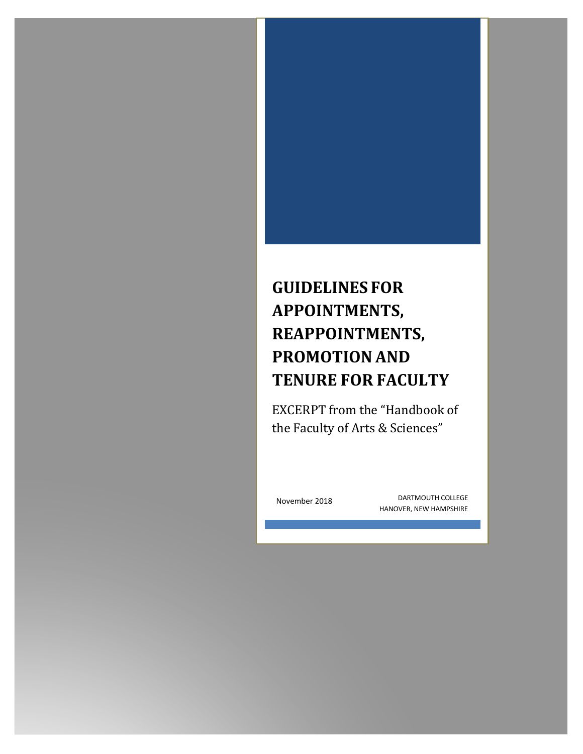# GUIDELINES FOR APPOINTMENTS, REAPPOINTMENTS, PROMOTION AND TENURE FOR FACULTY

EXCERPT from the "Handbook of the Faculty of Arts & Sciences"

November 2018

DARTMOUTH COLLEGE
HANOVER, NEW HAMPSHIRE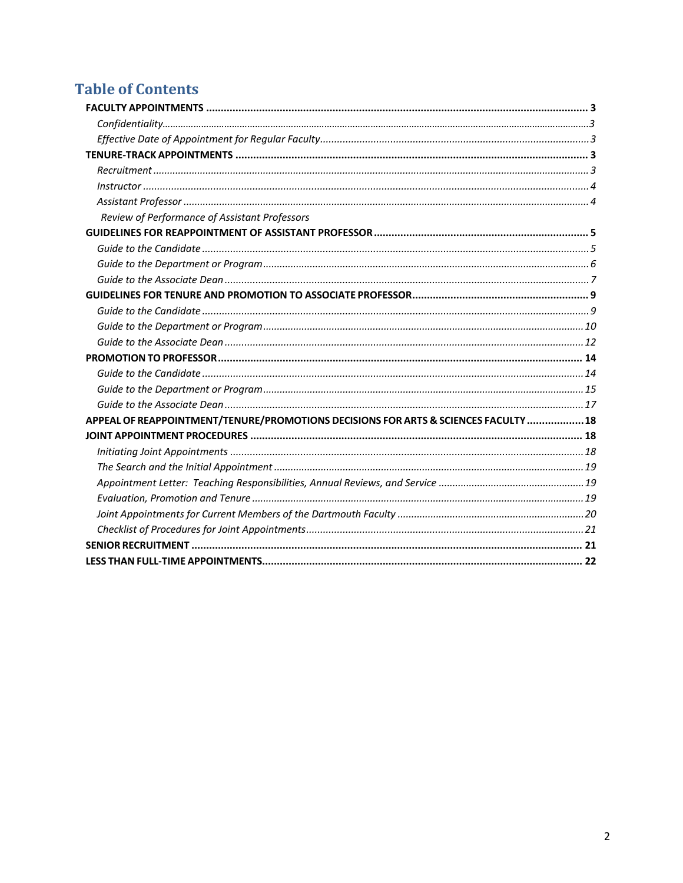# Table of Contents

**FACULTY APPOINTMENTS** ..... **3**

- *Confidentiality* ..... *3*
- *Effective Date of Appointment for Regular Faculty* ..... *3*

**TENURE-TRACK APPOINTMENTS** ..... **3**

- *Recruitment* ..... *3*
- *Instructor* ..... *4*
- *Assistant Professor* ..... *4*
- *Review of Performance of Assistant Professors*

**GUIDELINES FOR REAPPOINTMENT OF ASSISTANT PROFESSOR** ..... **5**

- *Guide to the Candidate* ..... *5*
- *Guide to the Department or Program* ..... *6*
- *Guide to the Associate Dean* ..... *7*

**GUIDELINES FOR TENURE AND PROMOTION TO ASSOCIATE PROFESSOR** ..... **9**

- *Guide to the Candidate* ..... *9*
- *Guide to the Department or Program* ..... *10*
- *Guide to the Associate Dean* ..... *12*

**PROMOTION TO PROFESSOR** ..... **14**

- *Guide to the Candidate* ..... *14*
- *Guide to the Department or Program* ..... *15*
- *Guide to the Associate Dean* ..... *17*

**APPEAL OF REAPPOINTMENT/TENURE/PROMOTIONS DECISIONS FOR ARTS & SCIENCES FACULTY** ..... **18**

**JOINT APPOINTMENT PROCEDURES** ..... **18**

- *Initiating Joint Appointments* ..... *18*
- *The Search and the Initial Appointment* ..... *19*
- *Appointment Letter: Teaching Responsibilities, Annual Reviews, and Service* ..... *19*
- *Evaluation, Promotion and Tenure* ..... *19*
- *Joint Appointments for Current Members of the Dartmouth Faculty* ..... *20*
- *Checklist of Procedures for Joint Appointments* ..... *21*

**SENIOR RECRUITMENT** ..... **21**

**LESS THAN FULL-TIME APPOINTMENTS** ..... **22**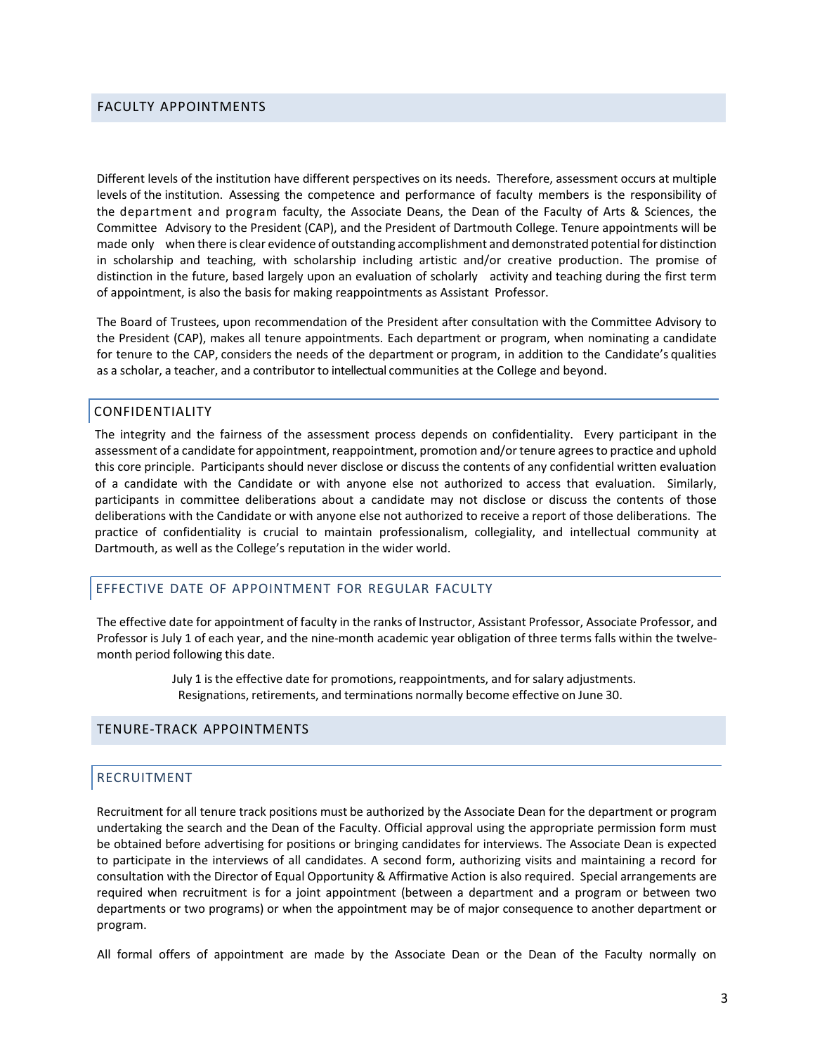## FACULTY APPOINTMENTS

Different levels of the institution have different perspectives on its needs. Therefore, assessment occurs at multiple levels of the institution. Assessing the competence and performance of faculty members is the responsibility of the department and program faculty, the Associate Deans, the Dean of the Faculty of Arts & Sciences, the Committee Advisory to the President (CAP), and the President of Dartmouth College. Tenure appointments will be made only when there is clear evidence of outstanding accomplishment and demonstrated potential for distinction in scholarship and teaching, with scholarship including artistic and/or creative production. The promise of distinction in the future, based largely upon an evaluation of scholarly activity and teaching during the first term of appointment, is also the basis for making reappointments as Assistant Professor.

The Board of Trustees, upon recommendation of the President after consultation with the Committee Advisory to the President (CAP), makes all tenure appointments. Each department or program, when nominating a candidate for tenure to the CAP, considers the needs of the department or program, in addition to the Candidate's qualities as a scholar, a teacher, and a contributor to intellectual communities at the College and beyond.

### CONFIDENTIALITY

The integrity and the fairness of the assessment process depends on confidentiality. Every participant in the assessment of a candidate for appointment, reappointment, promotion and/or tenure agrees to practice and uphold this core principle. Participants should never disclose or discuss the contents of any confidential written evaluation of a candidate with the Candidate or with anyone else not authorized to access that evaluation. Similarly, participants in committee deliberations about a candidate may not disclose or discuss the contents of those deliberations with the Candidate or with anyone else not authorized to receive a report of those deliberations. The practice of confidentiality is crucial to maintain professionalism, collegiality, and intellectual community at Dartmouth, as well as the College's reputation in the wider world.

### EFFECTIVE DATE OF APPOINTMENT FOR REGULAR FACULTY

The effective date for appointment of faculty in the ranks of Instructor, Assistant Professor, Associate Professor, and Professor is July 1 of each year, and the nine-month academic year obligation of three terms falls within the twelve-month period following this date.

July 1 is the effective date for promotions, reappointments, and for salary adjustments. Resignations, retirements, and terminations normally become effective on June 30.

## TENURE-TRACK APPOINTMENTS

### RECRUITMENT

Recruitment for all tenure track positions must be authorized by the Associate Dean for the department or program undertaking the search and the Dean of the Faculty. Official approval using the appropriate permission form must be obtained before advertising for positions or bringing candidates for interviews. The Associate Dean is expected to participate in the interviews of all candidates. A second form, authorizing visits and maintaining a record for consultation with the Director of Equal Opportunity & Affirmative Action is also required. Special arrangements are required when recruitment is for a joint appointment (between a department and a program or between two departments or two programs) or when the appointment may be of major consequence to another department or program.

All formal offers of appointment are made by the Associate Dean or the Dean of the Faculty normally on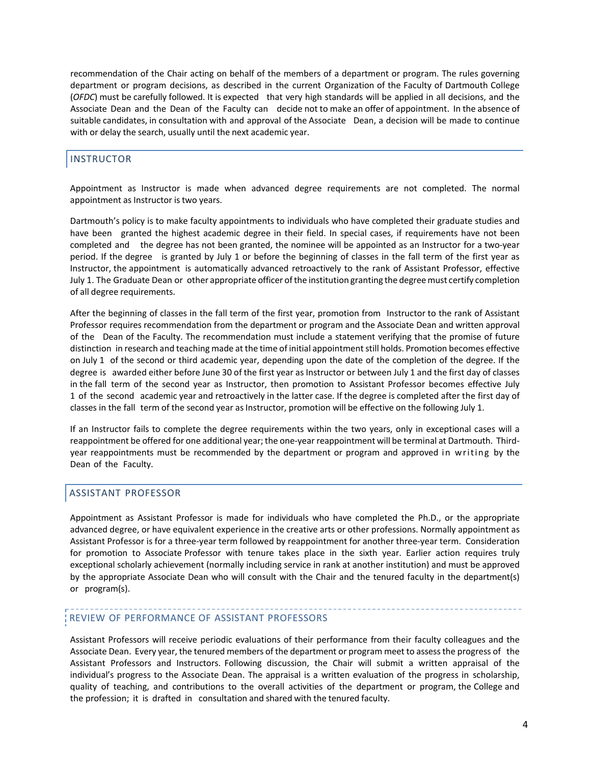recommendation of the Chair acting on behalf of the members of a department or program. The rules governing department or program decisions, as described in the current Organization of the Faculty of Dartmouth College (*OFDC*) must be carefully followed. It is expected that very high standards will be applied in all decisions, and the Associate Dean and the Dean of the Faculty can decide not to make an offer of appointment. In the absence of suitable candidates, in consultation with and approval of the Associate Dean, a decision will be made to continue with or delay the search, usually until the next academic year.

## INSTRUCTOR

Appointment as Instructor is made when advanced degree requirements are not completed. The normal appointment as Instructor is two years.

Dartmouth's policy is to make faculty appointments to individuals who have completed their graduate studies and have been granted the highest academic degree in their field. In special cases, if requirements have not been completed and the degree has not been granted, the nominee will be appointed as an Instructor for a two-year period. If the degree is granted by July 1 or before the beginning of classes in the fall term of the first year as Instructor, the appointment is automatically advanced retroactively to the rank of Assistant Professor, effective July 1. The Graduate Dean or other appropriate officer of the institution granting the degree must certify completion of all degree requirements.

After the beginning of classes in the fall term of the first year, promotion from Instructor to the rank of Assistant Professor requires recommendation from the department or program and the Associate Dean and written approval of the Dean of the Faculty. The recommendation must include a statement verifying that the promise of future distinction in research and teaching made at the time of initial appointment still holds. Promotion becomes effective on July 1 of the second or third academic year, depending upon the date of the completion of the degree. If the degree is awarded either before June 30 of the first year as Instructor or between July 1 and the first day of classes in the fall term of the second year as Instructor, then promotion to Assistant Professor becomes effective July 1 of the second academic year and retroactively in the latter case. If the degree is completed after the first day of classes in the fall term of the second year as Instructor, promotion will be effective on the following July 1.

If an Instructor fails to complete the degree requirements within the two years, only in exceptional cases will a reappointment be offered for one additional year; the one-year reappointment will be terminal at Dartmouth. Third-year reappointments must be recommended by the department or program and approved in writing by the Dean of the Faculty.

## ASSISTANT PROFESSOR

Appointment as Assistant Professor is made for individuals who have completed the Ph.D., or the appropriate advanced degree, or have equivalent experience in the creative arts or other professions. Normally appointment as Assistant Professor is for a three-year term followed by reappointment for another three-year term. Consideration for promotion to Associate Professor with tenure takes place in the sixth year. Earlier action requires truly exceptional scholarly achievement (normally including service in rank at another institution) and must be approved by the appropriate Associate Dean who will consult with the Chair and the tenured faculty in the department(s) or program(s).

### REVIEW OF PERFORMANCE OF ASSISTANT PROFESSORS

Assistant Professors will receive periodic evaluations of their performance from their faculty colleagues and the Associate Dean. Every year, the tenured members of the department or program meet to assess the progress of the Assistant Professors and Instructors. Following discussion, the Chair will submit a written appraisal of the individual's progress to the Associate Dean. The appraisal is a written evaluation of the progress in scholarship, quality of teaching, and contributions to the overall activities of the department or program, the College and the profession; it is drafted in consultation and shared with the tenured faculty.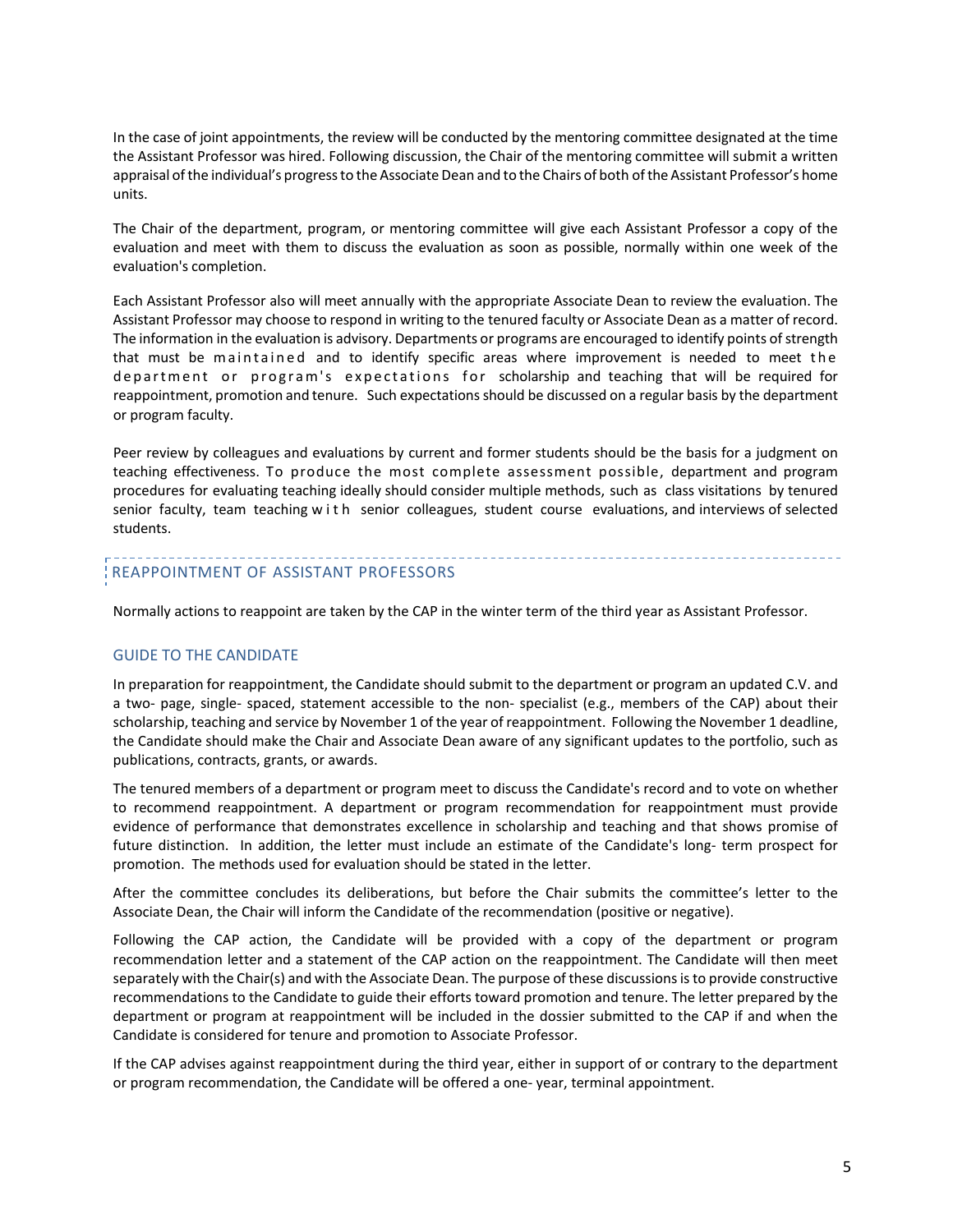In the case of joint appointments, the review will be conducted by the mentoring committee designated at the time the Assistant Professor was hired. Following discussion, the Chair of the mentoring committee will submit a written appraisal of the individual's progress to the Associate Dean and to the Chairs of both of the Assistant Professor's home units.

The Chair of the department, program, or mentoring committee will give each Assistant Professor a copy of the evaluation and meet with them to discuss the evaluation as soon as possible, normally within one week of the evaluation's completion.

Each Assistant Professor also will meet annually with the appropriate Associate Dean to review the evaluation. The Assistant Professor may choose to respond in writing to the tenured faculty or Associate Dean as a matter of record. The information in the evaluation is advisory. Departments or programs are encouraged to identify points of strength that must be maintained and to identify specific areas where improvement is needed to meet the department or program's expectations for scholarship and teaching that will be required for reappointment, promotion and tenure. Such expectations should be discussed on a regular basis by the department or program faculty.

Peer review by colleagues and evaluations by current and former students should be the basis for a judgment on teaching effectiveness. To produce the most complete assessment possible, department and program procedures for evaluating teaching ideally should consider multiple methods, such as class visitations by tenured senior faculty, team teaching with senior colleagues, student course evaluations, and interviews of selected students.

## REAPPOINTMENT OF ASSISTANT PROFESSORS

Normally actions to reappoint are taken by the CAP in the winter term of the third year as Assistant Professor.

### GUIDE TO THE CANDIDATE

In preparation for reappointment, the Candidate should submit to the department or program an updated C.V. and a two- page, single- spaced, statement accessible to the non- specialist (e.g., members of the CAP) about their scholarship, teaching and service by November 1 of the year of reappointment. Following the November 1 deadline, the Candidate should make the Chair and Associate Dean aware of any significant updates to the portfolio, such as publications, contracts, grants, or awards.

The tenured members of a department or program meet to discuss the Candidate's record and to vote on whether to recommend reappointment. A department or program recommendation for reappointment must provide evidence of performance that demonstrates excellence in scholarship and teaching and that shows promise of future distinction. In addition, the letter must include an estimate of the Candidate's long- term prospect for promotion. The methods used for evaluation should be stated in the letter.

After the committee concludes its deliberations, but before the Chair submits the committee's letter to the Associate Dean, the Chair will inform the Candidate of the recommendation (positive or negative).

Following the CAP action, the Candidate will be provided with a copy of the department or program recommendation letter and a statement of the CAP action on the reappointment. The Candidate will then meet separately with the Chair(s) and with the Associate Dean. The purpose of these discussions is to provide constructive recommendations to the Candidate to guide their efforts toward promotion and tenure. The letter prepared by the department or program at reappointment will be included in the dossier submitted to the CAP if and when the Candidate is considered for tenure and promotion to Associate Professor.

If the CAP advises against reappointment during the third year, either in support of or contrary to the department or program recommendation, the Candidate will be offered a one- year, terminal appointment.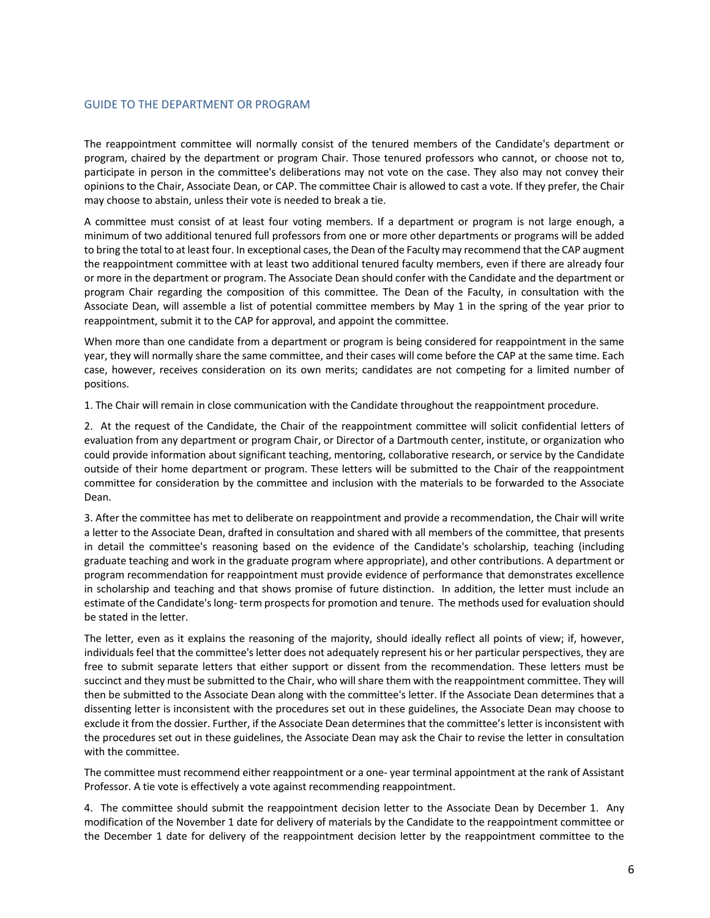## GUIDE TO THE DEPARTMENT OR PROGRAM

The reappointment committee will normally consist of the tenured members of the Candidate's department or program, chaired by the department or program Chair. Those tenured professors who cannot, or choose not to, participate in person in the committee's deliberations may not vote on the case. They also may not convey their opinions to the Chair, Associate Dean, or CAP. The committee Chair is allowed to cast a vote. If they prefer, the Chair may choose to abstain, unless their vote is needed to break a tie.

A committee must consist of at least four voting members. If a department or program is not large enough, a minimum of two additional tenured full professors from one or more other departments or programs will be added to bring the total to at least four. In exceptional cases, the Dean of the Faculty may recommend that the CAP augment the reappointment committee with at least two additional tenured faculty members, even if there are already four or more in the department or program. The Associate Dean should confer with the Candidate and the department or program Chair regarding the composition of this committee. The Dean of the Faculty, in consultation with the Associate Dean, will assemble a list of potential committee members by May 1 in the spring of the year prior to reappointment, submit it to the CAP for approval, and appoint the committee.

When more than one candidate from a department or program is being considered for reappointment in the same year, they will normally share the same committee, and their cases will come before the CAP at the same time. Each case, however, receives consideration on its own merits; candidates are not competing for a limited number of positions.

1. The Chair will remain in close communication with the Candidate throughout the reappointment procedure.

2. At the request of the Candidate, the Chair of the reappointment committee will solicit confidential letters of evaluation from any department or program Chair, or Director of a Dartmouth center, institute, or organization who could provide information about significant teaching, mentoring, collaborative research, or service by the Candidate outside of their home department or program. These letters will be submitted to the Chair of the reappointment committee for consideration by the committee and inclusion with the materials to be forwarded to the Associate Dean.

3. After the committee has met to deliberate on reappointment and provide a recommendation, the Chair will write a letter to the Associate Dean, drafted in consultation and shared with all members of the committee, that presents in detail the committee's reasoning based on the evidence of the Candidate's scholarship, teaching (including graduate teaching and work in the graduate program where appropriate), and other contributions. A department or program recommendation for reappointment must provide evidence of performance that demonstrates excellence in scholarship and teaching and that shows promise of future distinction. In addition, the letter must include an estimate of the Candidate's long- term prospects for promotion and tenure. The methods used for evaluation should be stated in the letter.

The letter, even as it explains the reasoning of the majority, should ideally reflect all points of view; if, however, individuals feel that the committee's letter does not adequately represent his or her particular perspectives, they are free to submit separate letters that either support or dissent from the recommendation. These letters must be succinct and they must be submitted to the Chair, who will share them with the reappointment committee. They will then be submitted to the Associate Dean along with the committee's letter. If the Associate Dean determines that a dissenting letter is inconsistent with the procedures set out in these guidelines, the Associate Dean may choose to exclude it from the dossier. Further, if the Associate Dean determines that the committee's letter is inconsistent with the procedures set out in these guidelines, the Associate Dean may ask the Chair to revise the letter in consultation with the committee.

The committee must recommend either reappointment or a one- year terminal appointment at the rank of Assistant Professor. A tie vote is effectively a vote against recommending reappointment.

4. The committee should submit the reappointment decision letter to the Associate Dean by December 1. Any modification of the November 1 date for delivery of materials by the Candidate to the reappointment committee or the December 1 date for delivery of the reappointment decision letter by the reappointment committee to the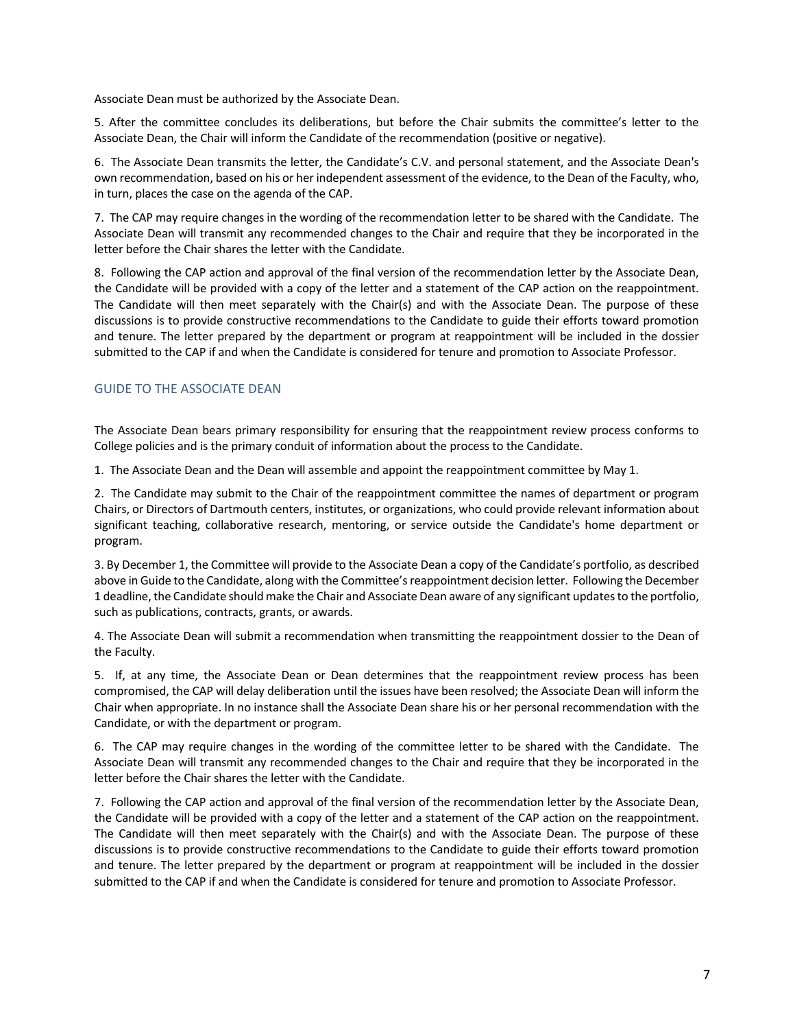Associate Dean must be authorized by the Associate Dean.

5. After the committee concludes its deliberations, but before the Chair submits the committee's letter to the Associate Dean, the Chair will inform the Candidate of the recommendation (positive or negative).

6. The Associate Dean transmits the letter, the Candidate's C.V. and personal statement, and the Associate Dean's own recommendation, based on his or her independent assessment of the evidence, to the Dean of the Faculty, who, in turn, places the case on the agenda of the CAP.

7. The CAP may require changes in the wording of the recommendation letter to be shared with the Candidate. The Associate Dean will transmit any recommended changes to the Chair and require that they be incorporated in the letter before the Chair shares the letter with the Candidate.

8. Following the CAP action and approval of the final version of the recommendation letter by the Associate Dean, the Candidate will be provided with a copy of the letter and a statement of the CAP action on the reappointment. The Candidate will then meet separately with the Chair(s) and with the Associate Dean. The purpose of these discussions is to provide constructive recommendations to the Candidate to guide their efforts toward promotion and tenure. The letter prepared by the department or program at reappointment will be included in the dossier submitted to the CAP if and when the Candidate is considered for tenure and promotion to Associate Professor.

## GUIDE TO THE ASSOCIATE DEAN

The Associate Dean bears primary responsibility for ensuring that the reappointment review process conforms to College policies and is the primary conduit of information about the process to the Candidate.

1. The Associate Dean and the Dean will assemble and appoint the reappointment committee by May 1.

2. The Candidate may submit to the Chair of the reappointment committee the names of department or program Chairs, or Directors of Dartmouth centers, institutes, or organizations, who could provide relevant information about significant teaching, collaborative research, mentoring, or service outside the Candidate's home department or program.

3. By December 1, the Committee will provide to the Associate Dean a copy of the Candidate's portfolio, as described above in Guide to the Candidate, along with the Committee's reappointment decision letter. Following the December 1 deadline, the Candidate should make the Chair and Associate Dean aware of any significant updates to the portfolio, such as publications, contracts, grants, or awards.

4. The Associate Dean will submit a recommendation when transmitting the reappointment dossier to the Dean of the Faculty.

5. If, at any time, the Associate Dean or Dean determines that the reappointment review process has been compromised, the CAP will delay deliberation until the issues have been resolved; the Associate Dean will inform the Chair when appropriate. In no instance shall the Associate Dean share his or her personal recommendation with the Candidate, or with the department or program.

6. The CAP may require changes in the wording of the committee letter to be shared with the Candidate. The Associate Dean will transmit any recommended changes to the Chair and require that they be incorporated in the letter before the Chair shares the letter with the Candidate.

7. Following the CAP action and approval of the final version of the recommendation letter by the Associate Dean, the Candidate will be provided with a copy of the letter and a statement of the CAP action on the reappointment. The Candidate will then meet separately with the Chair(s) and with the Associate Dean. The purpose of these discussions is to provide constructive recommendations to the Candidate to guide their efforts toward promotion and tenure. The letter prepared by the department or program at reappointment will be included in the dossier submitted to the CAP if and when the Candidate is considered for tenure and promotion to Associate Professor.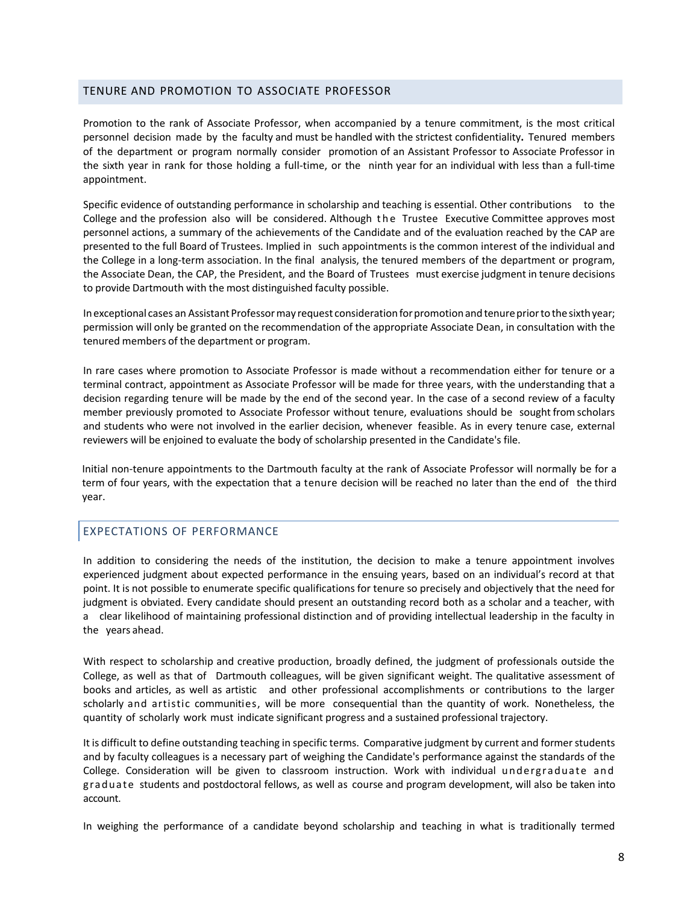## TENURE AND PROMOTION TO ASSOCIATE PROFESSOR

Promotion to the rank of Associate Professor, when accompanied by a tenure commitment, is the most critical personnel decision made by the faculty and must be handled with the strictest confidentiality**.** Tenured members of the department or program normally consider promotion of an Assistant Professor to Associate Professor in the sixth year in rank for those holding a full-time, or the ninth year for an individual with less than a full-time appointment.

Specific evidence of outstanding performance in scholarship and teaching is essential. Other contributions to the College and the profession also will be considered. Although the Trustee Executive Committee approves most personnel actions, a summary of the achievements of the Candidate and of the evaluation reached by the CAP are presented to the full Board of Trustees. Implied in such appointments is the common interest of the individual and the College in a long-term association. In the final analysis, the tenured members of the department or program, the Associate Dean, the CAP, the President, and the Board of Trustees must exercise judgment in tenure decisions to provide Dartmouth with the most distinguished faculty possible.

In exceptional cases an Assistant Professor may request consideration for promotion and tenure prior to the sixth year; permission will only be granted on the recommendation of the appropriate Associate Dean, in consultation with the tenured members of the department or program.

In rare cases where promotion to Associate Professor is made without a recommendation either for tenure or a terminal contract, appointment as Associate Professor will be made for three years, with the understanding that a decision regarding tenure will be made by the end of the second year. In the case of a second review of a faculty member previously promoted to Associate Professor without tenure, evaluations should be sought from scholars and students who were not involved in the earlier decision, whenever feasible. As in every tenure case, external reviewers will be enjoined to evaluate the body of scholarship presented in the Candidate's file.

Initial non-tenure appointments to the Dartmouth faculty at the rank of Associate Professor will normally be for a term of four years, with the expectation that a tenure decision will be reached no later than the end of the third year.

## EXPECTATIONS OF PERFORMANCE

In addition to considering the needs of the institution, the decision to make a tenure appointment involves experienced judgment about expected performance in the ensuing years, based on an individual's record at that point. It is not possible to enumerate specific qualifications for tenure so precisely and objectively that the need for judgment is obviated. Every candidate should present an outstanding record both as a scholar and a teacher, with a clear likelihood of maintaining professional distinction and of providing intellectual leadership in the faculty in the years ahead.

With respect to scholarship and creative production, broadly defined, the judgment of professionals outside the College, as well as that of Dartmouth colleagues, will be given significant weight. The qualitative assessment of books and articles, as well as artistic and other professional accomplishments or contributions to the larger scholarly and artistic communities, will be more consequential than the quantity of work. Nonetheless, the quantity of scholarly work must indicate significant progress and a sustained professional trajectory.

It is difficult to define outstanding teaching in specific terms. Comparative judgment by current and former students and by faculty colleagues is a necessary part of weighing the Candidate's performance against the standards of the College. Consideration will be given to classroom instruction. Work with individual undergraduate and graduate students and postdoctoral fellows, as well as course and program development, will also be taken into account.

In weighing the performance of a candidate beyond scholarship and teaching in what is traditionally termed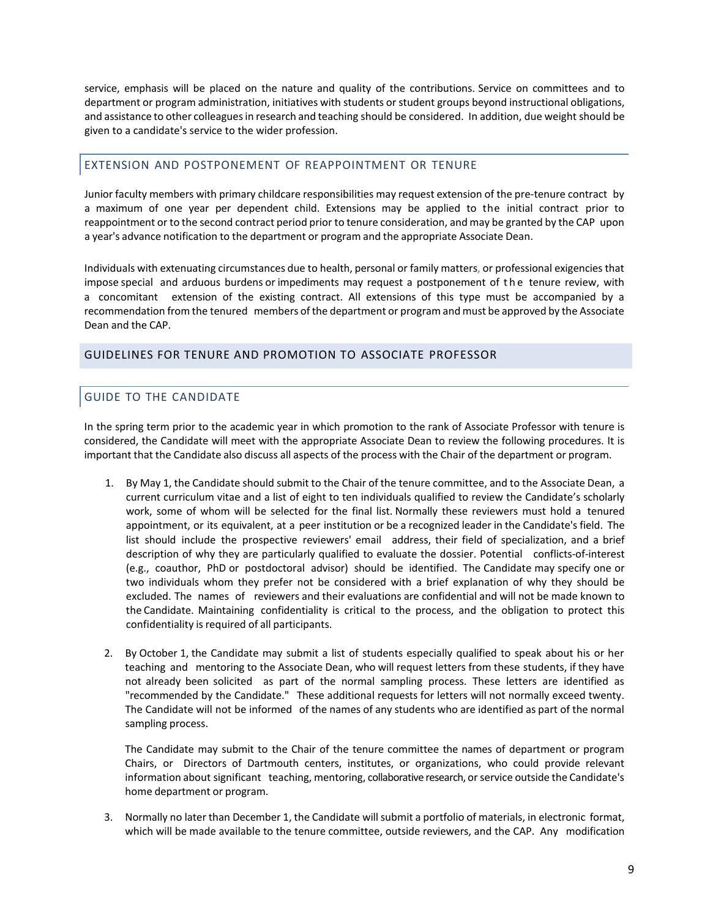service, emphasis will be placed on the nature and quality of the contributions. Service on committees and to department or program administration, initiatives with students or student groups beyond instructional obligations, and assistance to other colleagues in research and teaching should be considered. In addition, due weight should be given to a candidate's service to the wider profession.

### EXTENSION AND POSTPONEMENT OF REAPPOINTMENT OR TENURE

Junior faculty members with primary childcare responsibilities may request extension of the pre-tenure contract by a maximum of one year per dependent child. Extensions may be applied to the initial contract prior to reappointment or to the second contract period prior to tenure consideration, and may be granted by the CAP upon a year's advance notification to the department or program and the appropriate Associate Dean.

Individuals with extenuating circumstances due to health, personal or family matters, or professional exigencies that impose special and arduous burdens or impediments may request a postponement of the tenure review, with a concomitant extension of the existing contract. All extensions of this type must be accompanied by a recommendation from the tenured members of the department or program and must be approved by the Associate Dean and the CAP.

## GUIDELINES FOR TENURE AND PROMOTION TO ASSOCIATE PROFESSOR

### GUIDE TO THE CANDIDATE

In the spring term prior to the academic year in which promotion to the rank of Associate Professor with tenure is considered, the Candidate will meet with the appropriate Associate Dean to review the following procedures. It is important that the Candidate also discuss all aspects of the process with the Chair of the department or program.

1. By May 1, the Candidate should submit to the Chair of the tenure committee, and to the Associate Dean, a current curriculum vitae and a list of eight to ten individuals qualified to review the Candidate's scholarly work, some of whom will be selected for the final list. Normally these reviewers must hold a tenured appointment, or its equivalent, at a peer institution or be a recognized leader in the Candidate's field. The list should include the prospective reviewers' email address, their field of specialization, and a brief description of why they are particularly qualified to evaluate the dossier. Potential conflicts-of-interest (e.g., coauthor, PhD or postdoctoral advisor) should be identified. The Candidate may specify one or two individuals whom they prefer not be considered with a brief explanation of why they should be excluded. The names of reviewers and their evaluations are confidential and will not be made known to the Candidate. Maintaining confidentiality is critical to the process, and the obligation to protect this confidentiality is required of all participants.

2. By October 1, the Candidate may submit a list of students especially qualified to speak about his or her teaching and mentoring to the Associate Dean, who will request letters from these students, if they have not already been solicited as part of the normal sampling process. These letters are identified as "recommended by the Candidate." These additional requests for letters will not normally exceed twenty. The Candidate will not be informed of the names of any students who are identified as part of the normal sampling process.

   The Candidate may submit to the Chair of the tenure committee the names of department or program Chairs, or Directors of Dartmouth centers, institutes, or organizations, who could provide relevant information about significant teaching, mentoring, collaborative research, or service outside the Candidate's home department or program.

3. Normally no later than December 1, the Candidate will submit a portfolio of materials, in electronic format, which will be made available to the tenure committee, outside reviewers, and the CAP. Any modification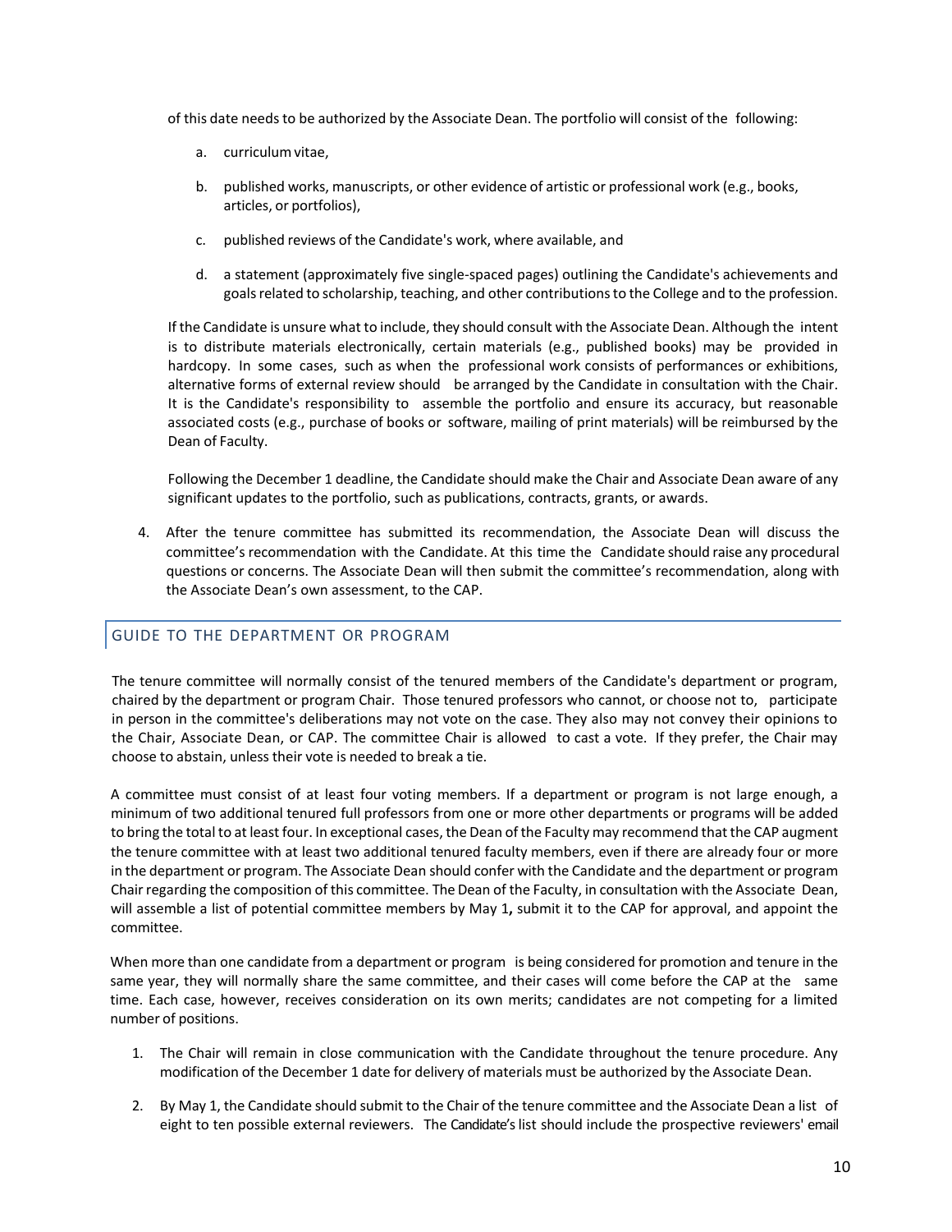of this date needs to be authorized by the Associate Dean. The portfolio will consist of the following:

a. curriculum vitae,

b. published works, manuscripts, or other evidence of artistic or professional work (e.g., books, articles, or portfolios),

c. published reviews of the Candidate's work, where available, and

d. a statement (approximately five single-spaced pages) outlining the Candidate's achievements and goals related to scholarship, teaching, and other contributions to the College and to the profession.

If the Candidate is unsure what to include, they should consult with the Associate Dean. Although the intent is to distribute materials electronically, certain materials (e.g., published books) may be provided in hardcopy. In some cases, such as when the professional work consists of performances or exhibitions, alternative forms of external review should be arranged by the Candidate in consultation with the Chair. It is the Candidate's responsibility to assemble the portfolio and ensure its accuracy, but reasonable associated costs (e.g., purchase of books or software, mailing of print materials) will be reimbursed by the Dean of Faculty.

Following the December 1 deadline, the Candidate should make the Chair and Associate Dean aware of any significant updates to the portfolio, such as publications, contracts, grants, or awards.

4. After the tenure committee has submitted its recommendation, the Associate Dean will discuss the committee's recommendation with the Candidate. At this time the Candidate should raise any procedural questions or concerns. The Associate Dean will then submit the committee's recommendation, along with the Associate Dean's own assessment, to the CAP.

## GUIDE TO THE DEPARTMENT OR PROGRAM

The tenure committee will normally consist of the tenured members of the Candidate's department or program, chaired by the department or program Chair. Those tenured professors who cannot, or choose not to, participate in person in the committee's deliberations may not vote on the case. They also may not convey their opinions to the Chair, Associate Dean, or CAP. The committee Chair is allowed to cast a vote. If they prefer, the Chair may choose to abstain, unless their vote is needed to break a tie.

A committee must consist of at least four voting members. If a department or program is not large enough, a minimum of two additional tenured full professors from one or more other departments or programs will be added to bring the total to at least four. In exceptional cases, the Dean of the Faculty may recommend that the CAP augment the tenure committee with at least two additional tenured faculty members, even if there are already four or more in the department or program. The Associate Dean should confer with the Candidate and the department or program Chair regarding the composition of this committee. The Dean of the Faculty, in consultation with the Associate Dean, will assemble a list of potential committee members by May 1**,** submit it to the CAP for approval, and appoint the committee.

When more than one candidate from a department or program is being considered for promotion and tenure in the same year, they will normally share the same committee, and their cases will come before the CAP at the same time. Each case, however, receives consideration on its own merits; candidates are not competing for a limited number of positions.

1. The Chair will remain in close communication with the Candidate throughout the tenure procedure. Any modification of the December 1 date for delivery of materials must be authorized by the Associate Dean.

2. By May 1, the Candidate should submit to the Chair of the tenure committee and the Associate Dean a list of eight to ten possible external reviewers. The Candidate's list should include the prospective reviewers' email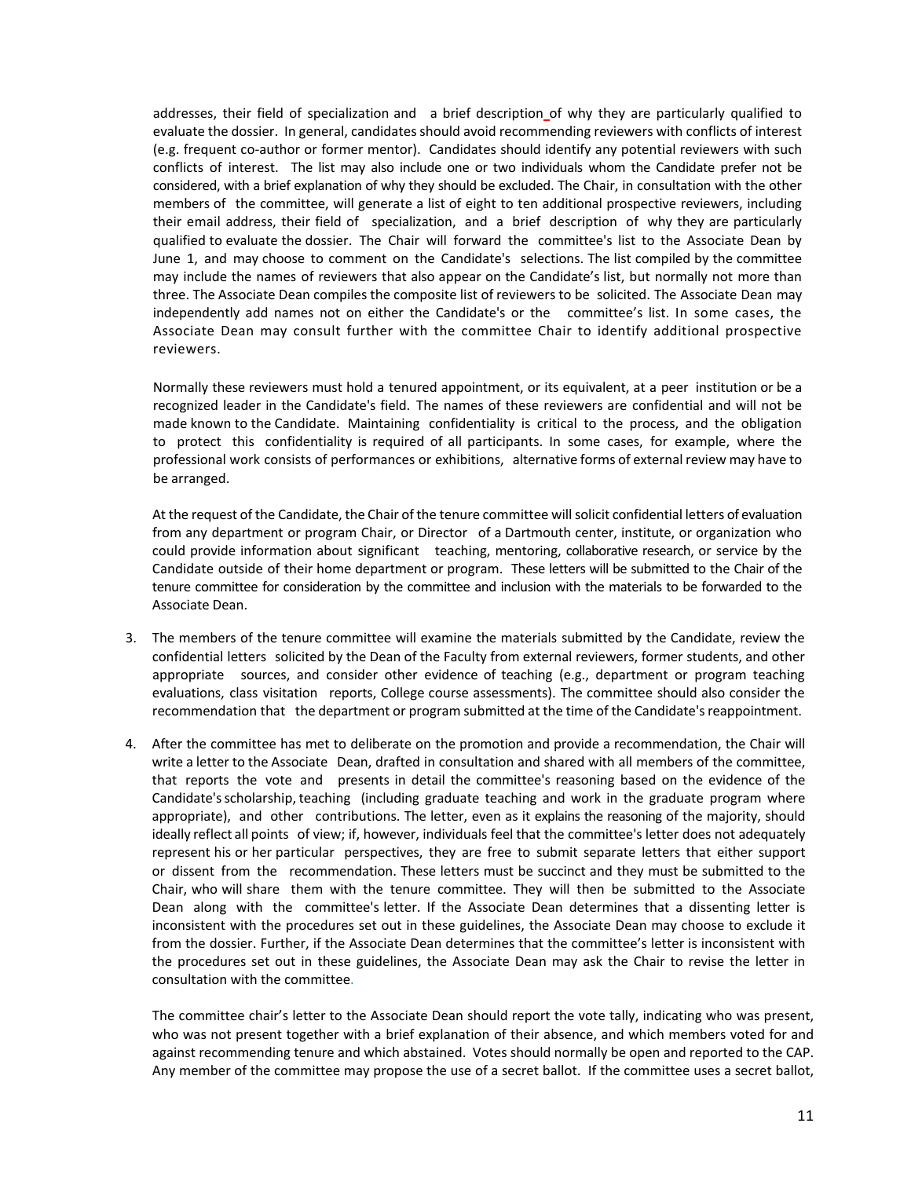addresses, their field of specialization and a brief description of why they are particularly qualified to evaluate the dossier. In general, candidates should avoid recommending reviewers with conflicts of interest (e.g. frequent co-author or former mentor). Candidates should identify any potential reviewers with such conflicts of interest. The list may also include one or two individuals whom the Candidate prefer not be considered, with a brief explanation of why they should be excluded. The Chair, in consultation with the other members of the committee, will generate a list of eight to ten additional prospective reviewers, including their email address, their field of specialization, and a brief description of why they are particularly qualified to evaluate the dossier. The Chair will forward the committee's list to the Associate Dean by June 1, and may choose to comment on the Candidate's selections. The list compiled by the committee may include the names of reviewers that also appear on the Candidate's list, but normally not more than three. The Associate Dean compiles the composite list of reviewers to be solicited. The Associate Dean may independently add names not on either the Candidate's or the committee's list. In some cases, the Associate Dean may consult further with the committee Chair to identify additional prospective reviewers.

Normally these reviewers must hold a tenured appointment, or its equivalent, at a peer institution or be a recognized leader in the Candidate's field. The names of these reviewers are confidential and will not be made known to the Candidate. Maintaining confidentiality is critical to the process, and the obligation to protect this confidentiality is required of all participants. In some cases, for example, where the professional work consists of performances or exhibitions, alternative forms of external review may have to be arranged.

At the request of the Candidate, the Chair of the tenure committee will solicit confidential letters of evaluation from any department or program Chair, or Director of a Dartmouth center, institute, or organization who could provide information about significant teaching, mentoring, collaborative research, or service by the Candidate outside of their home department or program. These letters will be submitted to the Chair of the tenure committee for consideration by the committee and inclusion with the materials to be forwarded to the Associate Dean.

3. The members of the tenure committee will examine the materials submitted by the Candidate, review the confidential letters solicited by the Dean of the Faculty from external reviewers, former students, and other appropriate sources, and consider other evidence of teaching (e.g., department or program teaching evaluations, class visitation reports, College course assessments). The committee should also consider the recommendation that the department or program submitted at the time of the Candidate's reappointment.

4. After the committee has met to deliberate on the promotion and provide a recommendation, the Chair will write a letter to the Associate Dean, drafted in consultation and shared with all members of the committee, that reports the vote and presents in detail the committee's reasoning based on the evidence of the Candidate's scholarship, teaching (including graduate teaching and work in the graduate program where appropriate), and other contributions. The letter, even as it explains the reasoning of the majority, should ideally reflect all points of view; if, however, individuals feel that the committee's letter does not adequately represent his or her particular perspectives, they are free to submit separate letters that either support or dissent from the recommendation. These letters must be succinct and they must be submitted to the Chair, who will share them with the tenure committee. They will then be submitted to the Associate Dean along with the committee's letter. If the Associate Dean determines that a dissenting letter is inconsistent with the procedures set out in these guidelines, the Associate Dean may choose to exclude it from the dossier. Further, if the Associate Dean determines that the committee's letter is inconsistent with the procedures set out in these guidelines, the Associate Dean may ask the Chair to revise the letter in consultation with the committee.

   The committee chair's letter to the Associate Dean should report the vote tally, indicating who was present, who was not present together with a brief explanation of their absence, and which members voted for and against recommending tenure and which abstained. Votes should normally be open and reported to the CAP. Any member of the committee may propose the use of a secret ballot. If the committee uses a secret ballot,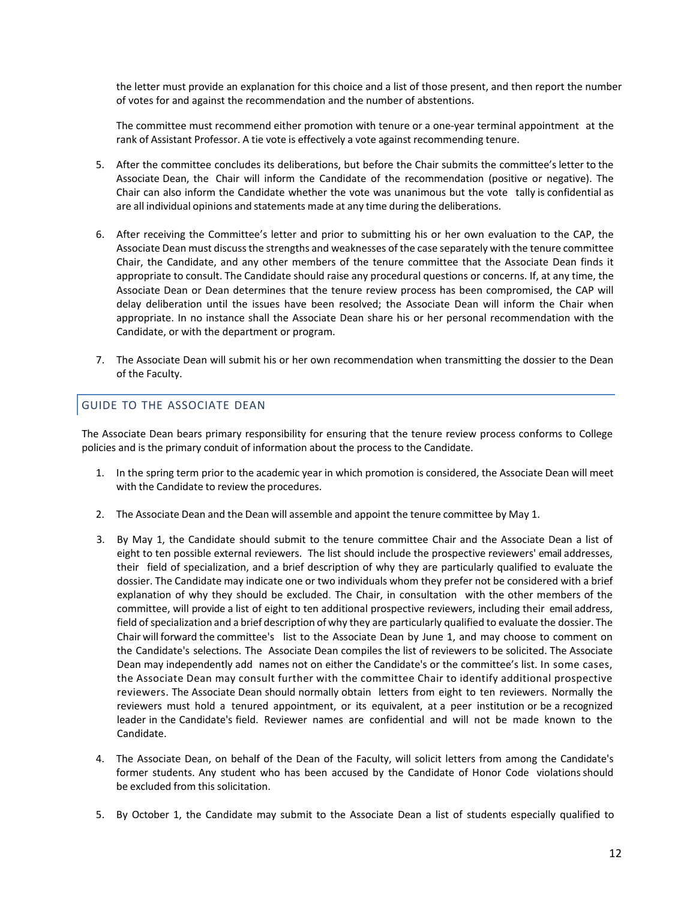the letter must provide an explanation for this choice and a list of those present, and then report the number of votes for and against the recommendation and the number of abstentions.

The committee must recommend either promotion with tenure or a one-year terminal appointment at the rank of Assistant Professor. A tie vote is effectively a vote against recommending tenure.

5. After the committee concludes its deliberations, but before the Chair submits the committee's letter to the Associate Dean, the Chair will inform the Candidate of the recommendation (positive or negative). The Chair can also inform the Candidate whether the vote was unanimous but the vote tally is confidential as are all individual opinions and statements made at any time during the deliberations.

6. After receiving the Committee's letter and prior to submitting his or her own evaluation to the CAP, the Associate Dean must discuss the strengths and weaknesses of the case separately with the tenure committee Chair, the Candidate, and any other members of the tenure committee that the Associate Dean finds it appropriate to consult. The Candidate should raise any procedural questions or concerns. If, at any time, the Associate Dean or Dean determines that the tenure review process has been compromised, the CAP will delay deliberation until the issues have been resolved; the Associate Dean will inform the Chair when appropriate. In no instance shall the Associate Dean share his or her personal recommendation with the Candidate, or with the department or program.

7. The Associate Dean will submit his or her own recommendation when transmitting the dossier to the Dean of the Faculty.

## GUIDE TO THE ASSOCIATE DEAN

The Associate Dean bears primary responsibility for ensuring that the tenure review process conforms to College policies and is the primary conduit of information about the process to the Candidate.

1. In the spring term prior to the academic year in which promotion is considered, the Associate Dean will meet with the Candidate to review the procedures.

2. The Associate Dean and the Dean will assemble and appoint the tenure committee by May 1.

3. By May 1, the Candidate should submit to the tenure committee Chair and the Associate Dean a list of eight to ten possible external reviewers. The list should include the prospective reviewers' email addresses, their field of specialization, and a brief description of why they are particularly qualified to evaluate the dossier. The Candidate may indicate one or two individuals whom they prefer not be considered with a brief explanation of why they should be excluded. The Chair, in consultation with the other members of the committee, will provide a list of eight to ten additional prospective reviewers, including their email address, field of specialization and a brief description of why they are particularly qualified to evaluate the dossier. The Chair will forward the committee's list to the Associate Dean by June 1, and may choose to comment on the Candidate's selections. The Associate Dean compiles the list of reviewers to be solicited. The Associate Dean may independently add names not on either the Candidate's or the committee's list. In some cases, the Associate Dean may consult further with the committee Chair to identify additional prospective reviewers. The Associate Dean should normally obtain letters from eight to ten reviewers. Normally the reviewers must hold a tenured appointment, or its equivalent, at a peer institution or be a recognized leader in the Candidate's field. Reviewer names are confidential and will not be made known to the Candidate.

4. The Associate Dean, on behalf of the Dean of the Faculty, will solicit letters from among the Candidate's former students. Any student who has been accused by the Candidate of Honor Code violations should be excluded from this solicitation.

5. By October 1, the Candidate may submit to the Associate Dean a list of students especially qualified to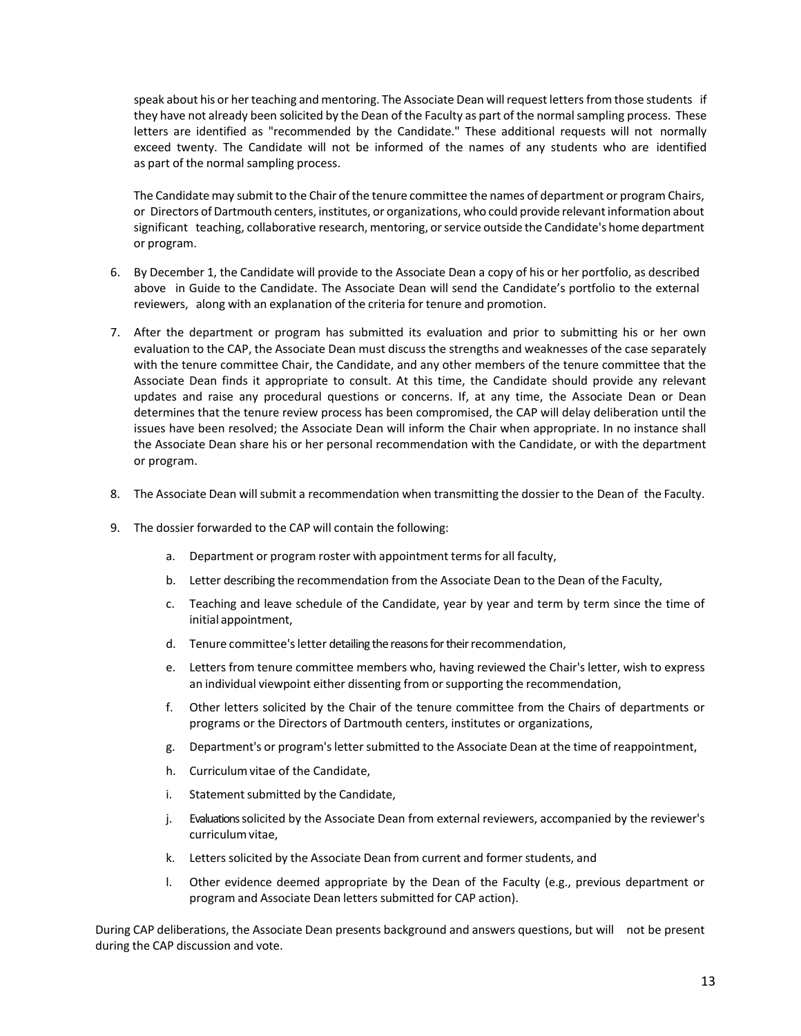speak about his or her teaching and mentoring. The Associate Dean will request letters from those students if they have not already been solicited by the Dean of the Faculty as part of the normal sampling process. These letters are identified as "recommended by the Candidate." These additional requests will not normally exceed twenty. The Candidate will not be informed of the names of any students who are identified as part of the normal sampling process.

The Candidate may submit to the Chair of the tenure committee the names of department or program Chairs, or Directors of Dartmouth centers, institutes, or organizations, who could provide relevant information about significant teaching, collaborative research, mentoring, or service outside the Candidate's home department or program.

6. By December 1, the Candidate will provide to the Associate Dean a copy of his or her portfolio, as described above in Guide to the Candidate. The Associate Dean will send the Candidate's portfolio to the external reviewers, along with an explanation of the criteria for tenure and promotion.

7. After the department or program has submitted its evaluation and prior to submitting his or her own evaluation to the CAP, the Associate Dean must discuss the strengths and weaknesses of the case separately with the tenure committee Chair, the Candidate, and any other members of the tenure committee that the Associate Dean finds it appropriate to consult. At this time, the Candidate should provide any relevant updates and raise any procedural questions or concerns. If, at any time, the Associate Dean or Dean determines that the tenure review process has been compromised, the CAP will delay deliberation until the issues have been resolved; the Associate Dean will inform the Chair when appropriate. In no instance shall the Associate Dean share his or her personal recommendation with the Candidate, or with the department or program.

8. The Associate Dean will submit a recommendation when transmitting the dossier to the Dean of the Faculty.

9. The dossier forwarded to the CAP will contain the following:

    a. Department or program roster with appointment terms for all faculty,

    b. Letter describing the recommendation from the Associate Dean to the Dean of the Faculty,

    c. Teaching and leave schedule of the Candidate, year by year and term by term since the time of initial appointment,

    d. Tenure committee's letter detailing the reasons for their recommendation,

    e. Letters from tenure committee members who, having reviewed the Chair's letter, wish to express an individual viewpoint either dissenting from or supporting the recommendation,

    f. Other letters solicited by the Chair of the tenure committee from the Chairs of departments or programs or the Directors of Dartmouth centers, institutes or organizations,

    g. Department's or program's letter submitted to the Associate Dean at the time of reappointment,

    h. Curriculum vitae of the Candidate,

    i. Statement submitted by the Candidate,

    j. Evaluations solicited by the Associate Dean from external reviewers, accompanied by the reviewer's curriculum vitae,

    k. Letters solicited by the Associate Dean from current and former students, and

    l. Other evidence deemed appropriate by the Dean of the Faculty (e.g., previous department or program and Associate Dean letters submitted for CAP action).

During CAP deliberations, the Associate Dean presents background and answers questions, but will not be present during the CAP discussion and vote.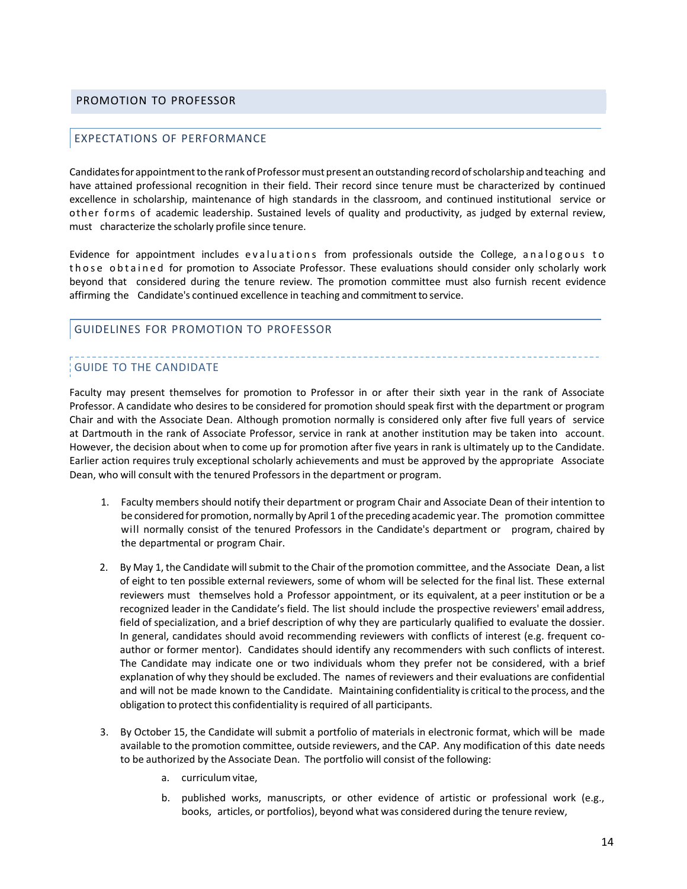## PROMOTION TO PROFESSOR

### EXPECTATIONS OF PERFORMANCE

Candidates for appointment to the rank of Professor must present an outstanding record of scholarship and teaching and have attained professional recognition in their field. Their record since tenure must be characterized by continued excellence in scholarship, maintenance of high standards in the classroom, and continued institutional service or other forms of academic leadership. Sustained levels of quality and productivity, as judged by external review, must characterize the scholarly profile since tenure.

Evidence for appointment includes evaluations from professionals outside the College, analogous to those obtained for promotion to Associate Professor. These evaluations should consider only scholarly work beyond that considered during the tenure review. The promotion committee must also furnish recent evidence affirming the Candidate's continued excellence in teaching and commitment to service.

### GUIDELINES FOR PROMOTION TO PROFESSOR

#### GUIDE TO THE CANDIDATE

Faculty may present themselves for promotion to Professor in or after their sixth year in the rank of Associate Professor. A candidate who desires to be considered for promotion should speak first with the department or program Chair and with the Associate Dean. Although promotion normally is considered only after five full years of service at Dartmouth in the rank of Associate Professor, service in rank at another institution may be taken into account. However, the decision about when to come up for promotion after five years in rank is ultimately up to the Candidate. Earlier action requires truly exceptional scholarly achievements and must be approved by the appropriate Associate Dean, who will consult with the tenured Professors in the department or program.

1. Faculty members should notify their department or program Chair and Associate Dean of their intention to be considered for promotion, normally by April 1 of the preceding academic year. The promotion committee will normally consist of the tenured Professors in the Candidate's department or program, chaired by the departmental or program Chair.

2. By May 1, the Candidate will submit to the Chair of the promotion committee, and the Associate Dean, a list of eight to ten possible external reviewers, some of whom will be selected for the final list. These external reviewers must themselves hold a Professor appointment, or its equivalent, at a peer institution or be a recognized leader in the Candidate's field. The list should include the prospective reviewers' email address, field of specialization, and a brief description of why they are particularly qualified to evaluate the dossier. In general, candidates should avoid recommending reviewers with conflicts of interest (e.g. frequent co-author or former mentor). Candidates should identify any recommenders with such conflicts of interest. The Candidate may indicate one or two individuals whom they prefer not be considered, with a brief explanation of why they should be excluded. The names of reviewers and their evaluations are confidential and will not be made known to the Candidate. Maintaining confidentiality is critical to the process, and the obligation to protect this confidentiality is required of all participants.

3. By October 15, the Candidate will submit a portfolio of materials in electronic format, which will be made available to the promotion committee, outside reviewers, and the CAP. Any modification of this date needs to be authorized by the Associate Dean. The portfolio will consist of the following:

   a. curriculum vitae,

   b. published works, manuscripts, or other evidence of artistic or professional work (e.g., books, articles, or portfolios), beyond what was considered during the tenure review,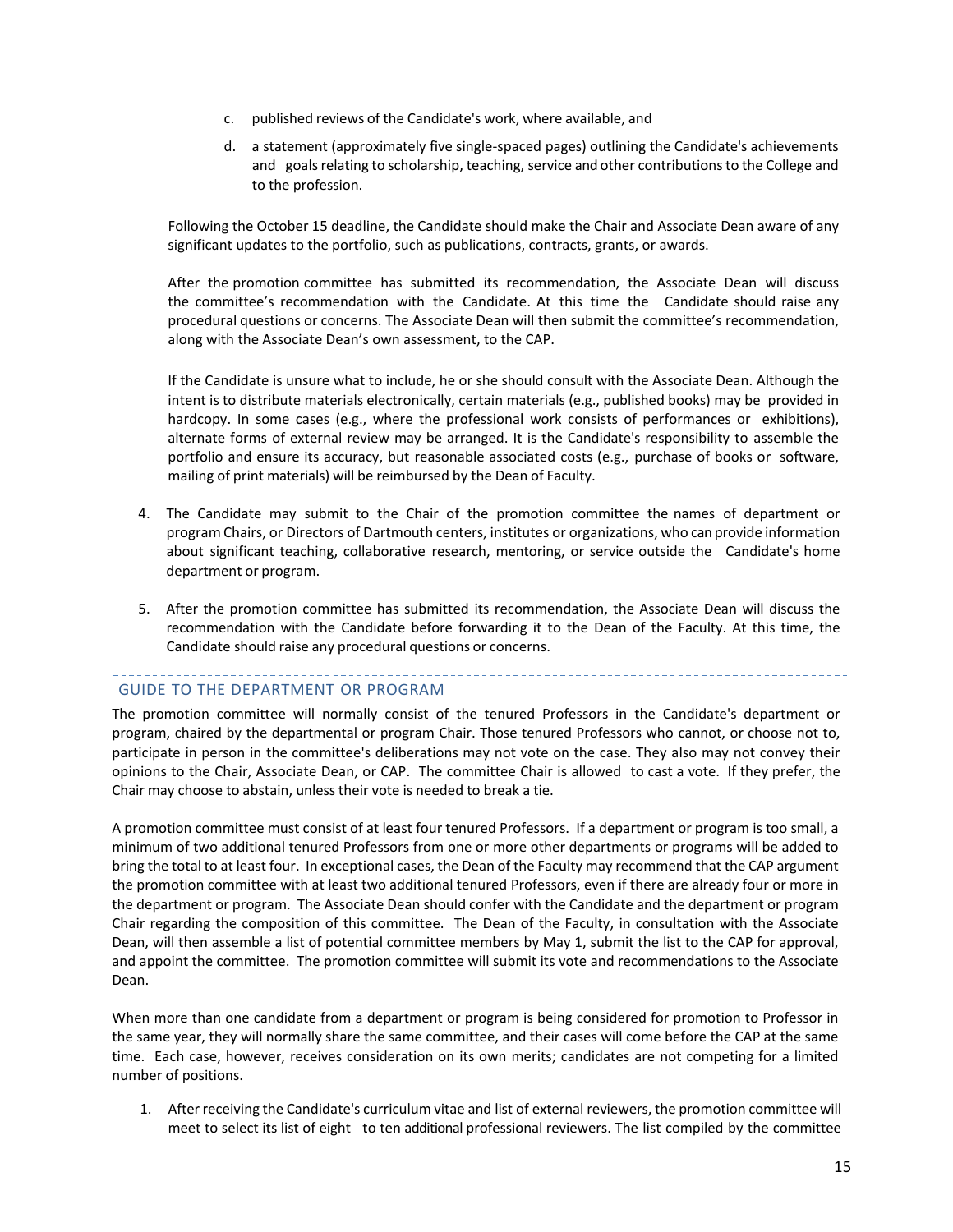c. published reviews of the Candidate's work, where available, and

d. a statement (approximately five single-spaced pages) outlining the Candidate's achievements and goals relating to scholarship, teaching, service and other contributions to the College and to the profession.

Following the October 15 deadline, the Candidate should make the Chair and Associate Dean aware of any significant updates to the portfolio, such as publications, contracts, grants, or awards.

After the promotion committee has submitted its recommendation, the Associate Dean will discuss the committee's recommendation with the Candidate. At this time the Candidate should raise any procedural questions or concerns. The Associate Dean will then submit the committee's recommendation, along with the Associate Dean's own assessment, to the CAP.

If the Candidate is unsure what to include, he or she should consult with the Associate Dean. Although the intent is to distribute materials electronically, certain materials (e.g., published books) may be provided in hardcopy. In some cases (e.g., where the professional work consists of performances or exhibitions), alternate forms of external review may be arranged. It is the Candidate's responsibility to assemble the portfolio and ensure its accuracy, but reasonable associated costs (e.g., purchase of books or software, mailing of print materials) will be reimbursed by the Dean of Faculty.

4. The Candidate may submit to the Chair of the promotion committee the names of department or program Chairs, or Directors of Dartmouth centers, institutes or organizations, who can provide information about significant teaching, collaborative research, mentoring, or service outside the Candidate's home department or program.

5. After the promotion committee has submitted its recommendation, the Associate Dean will discuss the recommendation with the Candidate before forwarding it to the Dean of the Faculty. At this time, the Candidate should raise any procedural questions or concerns.

## GUIDE TO THE DEPARTMENT OR PROGRAM

The promotion committee will normally consist of the tenured Professors in the Candidate's department or program, chaired by the departmental or program Chair. Those tenured Professors who cannot, or choose not to, participate in person in the committee's deliberations may not vote on the case. They also may not convey their opinions to the Chair, Associate Dean, or CAP. The committee Chair is allowed to cast a vote. If they prefer, the Chair may choose to abstain, unless their vote is needed to break a tie.

A promotion committee must consist of at least four tenured Professors. If a department or program is too small, a minimum of two additional tenured Professors from one or more other departments or programs will be added to bring the total to at least four. In exceptional cases, the Dean of the Faculty may recommend that the CAP argument the promotion committee with at least two additional tenured Professors, even if there are already four or more in the department or program. The Associate Dean should confer with the Candidate and the department or program Chair regarding the composition of this committee. The Dean of the Faculty, in consultation with the Associate Dean, will then assemble a list of potential committee members by May 1, submit the list to the CAP for approval, and appoint the committee. The promotion committee will submit its vote and recommendations to the Associate Dean.

When more than one candidate from a department or program is being considered for promotion to Professor in the same year, they will normally share the same committee, and their cases will come before the CAP at the same time. Each case, however, receives consideration on its own merits; candidates are not competing for a limited number of positions.

1. After receiving the Candidate's curriculum vitae and list of external reviewers, the promotion committee will meet to select its list of eight to ten additional professional reviewers. The list compiled by the committee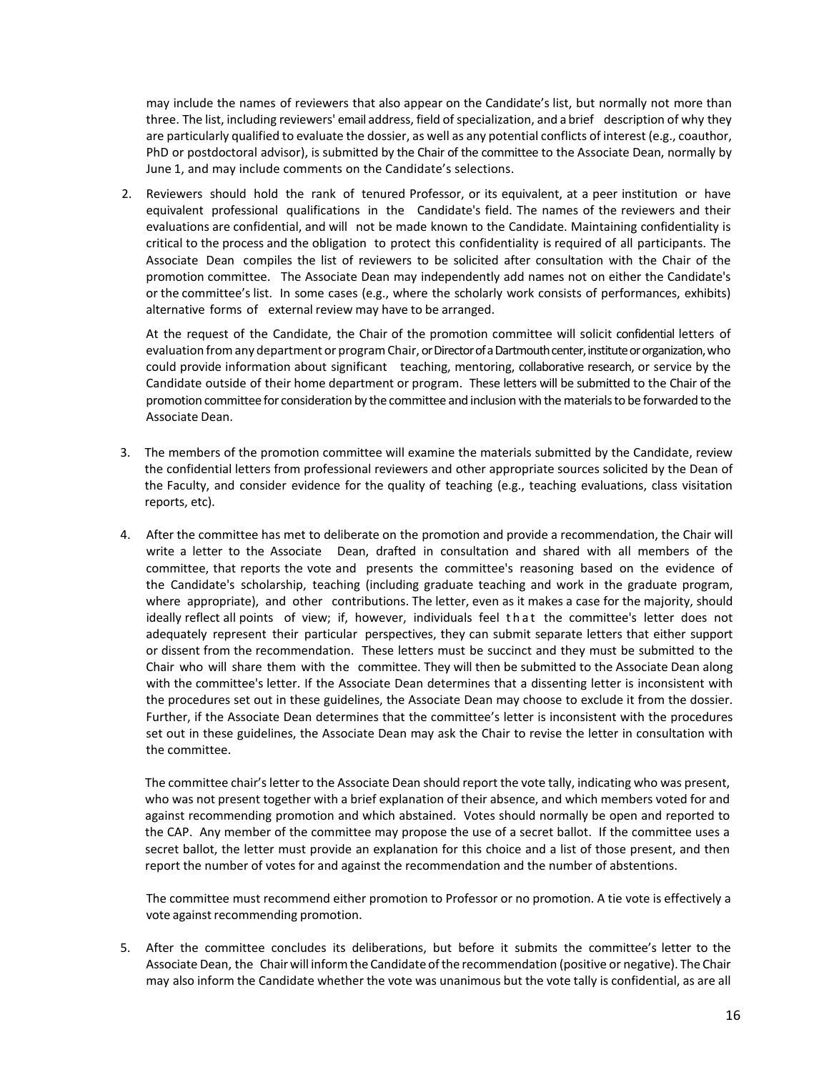may include the names of reviewers that also appear on the Candidate's list, but normally not more than three. The list, including reviewers' email address, field of specialization, and a brief description of why they are particularly qualified to evaluate the dossier, as well as any potential conflicts of interest (e.g., coauthor, PhD or postdoctoral advisor), is submitted by the Chair of the committee to the Associate Dean, normally by June 1, and may include comments on the Candidate's selections.

2. Reviewers should hold the rank of tenured Professor, or its equivalent, at a peer institution or have equivalent professional qualifications in the Candidate's field. The names of the reviewers and their evaluations are confidential, and will not be made known to the Candidate. Maintaining confidentiality is critical to the process and the obligation to protect this confidentiality is required of all participants. The Associate Dean compiles the list of reviewers to be solicited after consultation with the Chair of the promotion committee. The Associate Dean may independently add names not on either the Candidate's or the committee's list. In some cases (e.g., where the scholarly work consists of performances, exhibits) alternative forms of external review may have to be arranged.

   At the request of the Candidate, the Chair of the promotion committee will solicit confidential letters of evaluation from any department or program Chair, or Director of a Dartmouth center, institute or organization, who could provide information about significant teaching, mentoring, collaborative research, or service by the Candidate outside of their home department or program. These letters will be submitted to the Chair of the promotion committee for consideration by the committee and inclusion with the materials to be forwarded to the Associate Dean.

3. The members of the promotion committee will examine the materials submitted by the Candidate, review the confidential letters from professional reviewers and other appropriate sources solicited by the Dean of the Faculty, and consider evidence for the quality of teaching (e.g., teaching evaluations, class visitation reports, etc).

4. After the committee has met to deliberate on the promotion and provide a recommendation, the Chair will write a letter to the Associate Dean, drafted in consultation and shared with all members of the committee, that reports the vote and presents the committee's reasoning based on the evidence of the Candidate's scholarship, teaching (including graduate teaching and work in the graduate program, where appropriate), and other contributions. The letter, even as it makes a case for the majority, should ideally reflect all points of view; if, however, individuals feel that the committee's letter does not adequately represent their particular perspectives, they can submit separate letters that either support or dissent from the recommendation. These letters must be succinct and they must be submitted to the Chair who will share them with the committee. They will then be submitted to the Associate Dean along with the committee's letter. If the Associate Dean determines that a dissenting letter is inconsistent with the procedures set out in these guidelines, the Associate Dean may choose to exclude it from the dossier. Further, if the Associate Dean determines that the committee's letter is inconsistent with the procedures set out in these guidelines, the Associate Dean may ask the Chair to revise the letter in consultation with the committee.

   The committee chair's letter to the Associate Dean should report the vote tally, indicating who was present, who was not present together with a brief explanation of their absence, and which members voted for and against recommending promotion and which abstained. Votes should normally be open and reported to the CAP. Any member of the committee may propose the use of a secret ballot. If the committee uses a secret ballot, the letter must provide an explanation for this choice and a list of those present, and then report the number of votes for and against the recommendation and the number of abstentions.

   The committee must recommend either promotion to Professor or no promotion. A tie vote is effectively a vote against recommending promotion.

5. After the committee concludes its deliberations, but before it submits the committee's letter to the Associate Dean, the Chair will inform the Candidate of the recommendation (positive or negative). The Chair may also inform the Candidate whether the vote was unanimous but the vote tally is confidential, as are all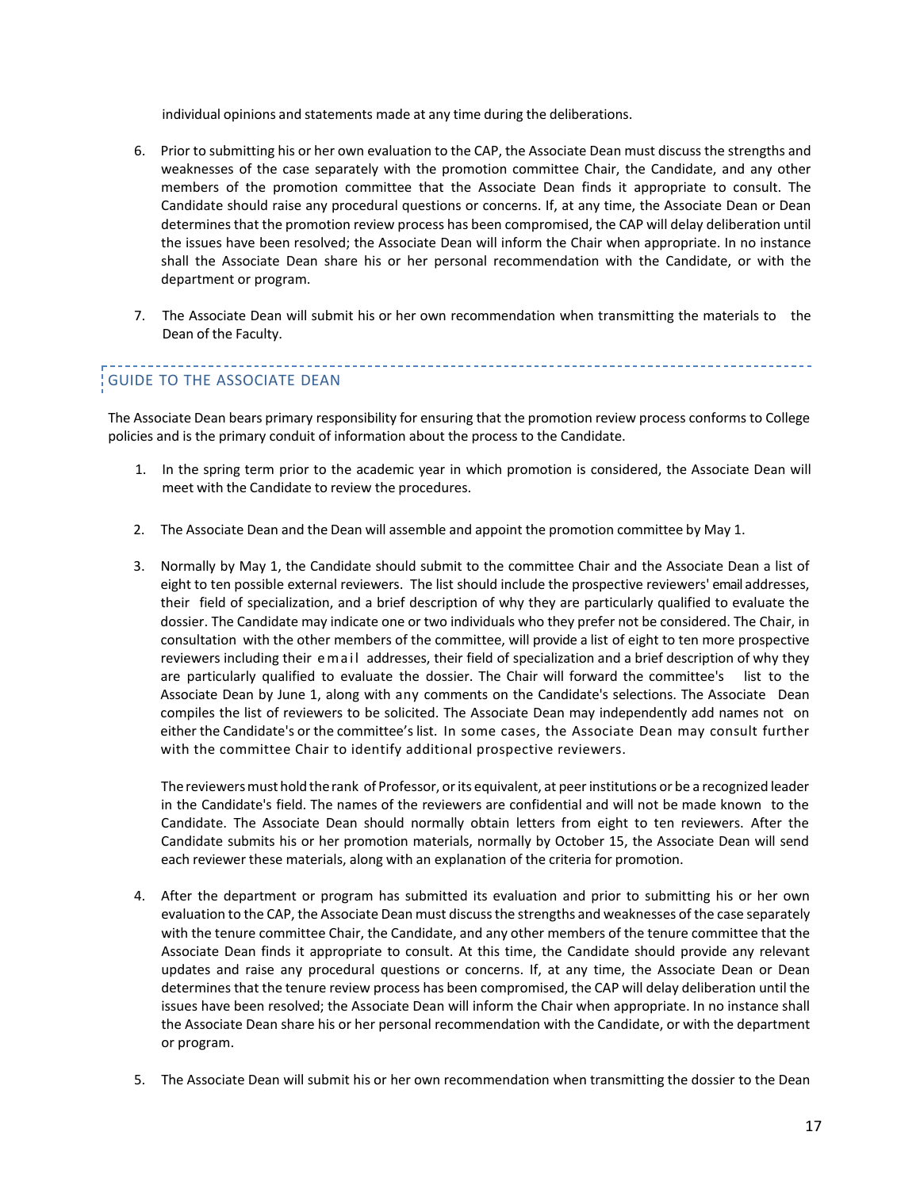individual opinions and statements made at any time during the deliberations.

6. Prior to submitting his or her own evaluation to the CAP, the Associate Dean must discuss the strengths and weaknesses of the case separately with the promotion committee Chair, the Candidate, and any other members of the promotion committee that the Associate Dean finds it appropriate to consult. The Candidate should raise any procedural questions or concerns. If, at any time, the Associate Dean or Dean determines that the promotion review process has been compromised, the CAP will delay deliberation until the issues have been resolved; the Associate Dean will inform the Chair when appropriate. In no instance shall the Associate Dean share his or her personal recommendation with the Candidate, or with the department or program.

7. The Associate Dean will submit his or her own recommendation when transmitting the materials to the Dean of the Faculty.

## GUIDE TO THE ASSOCIATE DEAN

The Associate Dean bears primary responsibility for ensuring that the promotion review process conforms to College policies and is the primary conduit of information about the process to the Candidate.

1. In the spring term prior to the academic year in which promotion is considered, the Associate Dean will meet with the Candidate to review the procedures.

2. The Associate Dean and the Dean will assemble and appoint the promotion committee by May 1.

3. Normally by May 1, the Candidate should submit to the committee Chair and the Associate Dean a list of eight to ten possible external reviewers. The list should include the prospective reviewers' email addresses, their field of specialization, and a brief description of why they are particularly qualified to evaluate the dossier. The Candidate may indicate one or two individuals who they prefer not be considered. The Chair, in consultation with the other members of the committee, will provide a list of eight to ten more prospective reviewers including their email addresses, their field of specialization and a brief description of why they are particularly qualified to evaluate the dossier. The Chair will forward the committee's list to the Associate Dean by June 1, along with any comments on the Candidate's selections. The Associate Dean compiles the list of reviewers to be solicited. The Associate Dean may independently add names not on either the Candidate's or the committee's list. In some cases, the Associate Dean may consult further with the committee Chair to identify additional prospective reviewers.

   The reviewers must hold the rank of Professor, or its equivalent, at peer institutions or be a recognized leader in the Candidate's field. The names of the reviewers are confidential and will not be made known to the Candidate. The Associate Dean should normally obtain letters from eight to ten reviewers. After the Candidate submits his or her promotion materials, normally by October 15, the Associate Dean will send each reviewer these materials, along with an explanation of the criteria for promotion.

4. After the department or program has submitted its evaluation and prior to submitting his or her own evaluation to the CAP, the Associate Dean must discuss the strengths and weaknesses of the case separately with the tenure committee Chair, the Candidate, and any other members of the tenure committee that the Associate Dean finds it appropriate to consult. At this time, the Candidate should provide any relevant updates and raise any procedural questions or concerns. If, at any time, the Associate Dean or Dean determines that the tenure review process has been compromised, the CAP will delay deliberation until the issues have been resolved; the Associate Dean will inform the Chair when appropriate. In no instance shall the Associate Dean share his or her personal recommendation with the Candidate, or with the department or program.

5. The Associate Dean will submit his or her own recommendation when transmitting the dossier to the Dean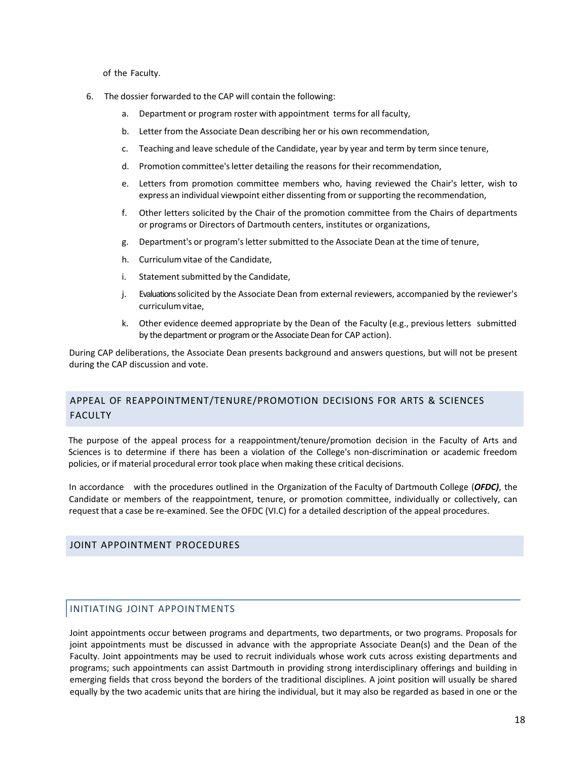of the Faculty.

6. The dossier forwarded to the CAP will contain the following:

    a. Department or program roster with appointment terms for all faculty,

    b. Letter from the Associate Dean describing her or his own recommendation,

    c. Teaching and leave schedule of the Candidate, year by year and term by term since tenure,

    d. Promotion committee's letter detailing the reasons for their recommendation,

    e. Letters from promotion committee members who, having reviewed the Chair's letter, wish to express an individual viewpoint either dissenting from or supporting the recommendation,

    f. Other letters solicited by the Chair of the promotion committee from the Chairs of departments or programs or Directors of Dartmouth centers, institutes or organizations,

    g. Department's or program's letter submitted to the Associate Dean at the time of tenure,

    h. Curriculum vitae of the Candidate,

    i. Statement submitted by the Candidate,

    j. Evaluations solicited by the Associate Dean from external reviewers, accompanied by the reviewer's curriculum vitae,

    k. Other evidence deemed appropriate by the Dean of the Faculty (e.g., previous letters submitted by the department or program or the Associate Dean for CAP action).

During CAP deliberations, the Associate Dean presents background and answers questions, but will not be present during the CAP discussion and vote.

## APPEAL OF REAPPOINTMENT/TENURE/PROMOTION DECISIONS FOR ARTS & SCIENCES FACULTY

The purpose of the appeal process for a reappointment/tenure/promotion decision in the Faculty of Arts and Sciences is to determine if there has been a violation of the College's non-discrimination or academic freedom policies, or if material procedural error took place when making these critical decisions.

In accordance with the procedures outlined in the Organization of the Faculty of Dartmouth College (***OFDC)***, the Candidate or members of the reappointment, tenure, or promotion committee, individually or collectively, can request that a case be re-examined. See the OFDC (VI.C) for a detailed description of the appeal procedures.

## JOINT APPOINTMENT PROCEDURES

### INITIATING JOINT APPOINTMENTS

Joint appointments occur between programs and departments, two departments, or two programs. Proposals for joint appointments must be discussed in advance with the appropriate Associate Dean(s) and the Dean of the Faculty. Joint appointments may be used to recruit individuals whose work cuts across existing departments and programs; such appointments can assist Dartmouth in providing strong interdisciplinary offerings and building in emerging fields that cross beyond the borders of the traditional disciplines. A joint position will usually be shared equally by the two academic units that are hiring the individual, but it may also be regarded as based in one or the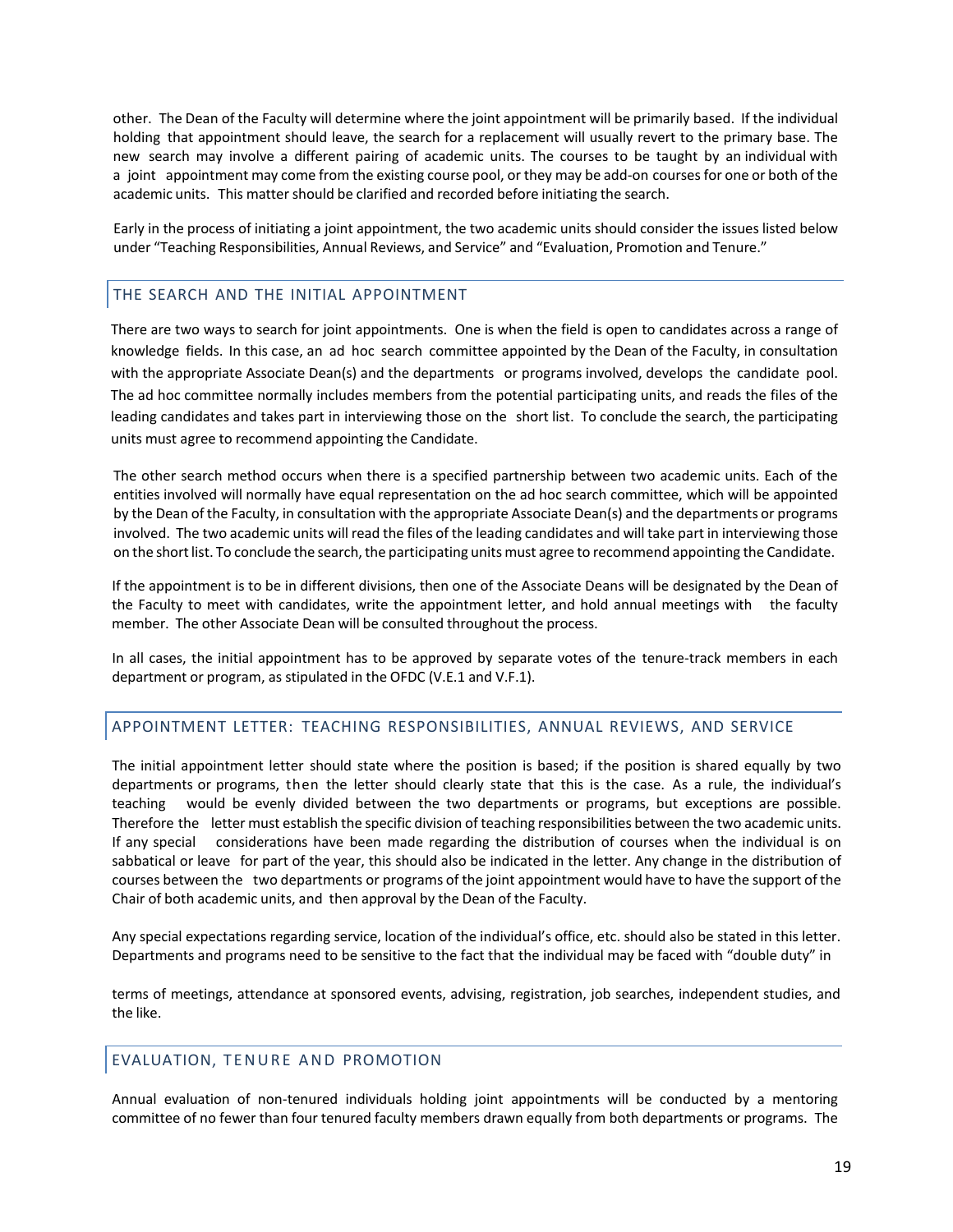other. The Dean of the Faculty will determine where the joint appointment will be primarily based. If the individual holding that appointment should leave, the search for a replacement will usually revert to the primary base. The new search may involve a different pairing of academic units. The courses to be taught by an individual with a joint appointment may come from the existing course pool, or they may be add-on courses for one or both of the academic units. This matter should be clarified and recorded before initiating the search.

Early in the process of initiating a joint appointment, the two academic units should consider the issues listed below under "Teaching Responsibilities, Annual Reviews, and Service" and "Evaluation, Promotion and Tenure."

## THE SEARCH AND THE INITIAL APPOINTMENT

There are two ways to search for joint appointments. One is when the field is open to candidates across a range of knowledge fields. In this case, an ad hoc search committee appointed by the Dean of the Faculty, in consultation with the appropriate Associate Dean(s) and the departments or programs involved, develops the candidate pool. The ad hoc committee normally includes members from the potential participating units, and reads the files of the leading candidates and takes part in interviewing those on the short list. To conclude the search, the participating units must agree to recommend appointing the Candidate.

The other search method occurs when there is a specified partnership between two academic units. Each of the entities involved will normally have equal representation on the ad hoc search committee, which will be appointed by the Dean of the Faculty, in consultation with the appropriate Associate Dean(s) and the departments or programs involved. The two academic units will read the files of the leading candidates and will take part in interviewing those on the short list. To conclude the search, the participating units must agree to recommend appointing the Candidate.

If the appointment is to be in different divisions, then one of the Associate Deans will be designated by the Dean of the Faculty to meet with candidates, write the appointment letter, and hold annual meetings with the faculty member. The other Associate Dean will be consulted throughout the process.

In all cases, the initial appointment has to be approved by separate votes of the tenure-track members in each department or program, as stipulated in the OFDC (V.E.1 and V.F.1).

## APPOINTMENT LETTER: TEACHING RESPONSIBILITIES, ANNUAL REVIEWS, AND SERVICE

The initial appointment letter should state where the position is based; if the position is shared equally by two departments or programs, then the letter should clearly state that this is the case. As a rule, the individual's teaching would be evenly divided between the two departments or programs, but exceptions are possible. Therefore the letter must establish the specific division of teaching responsibilities between the two academic units. If any special considerations have been made regarding the distribution of courses when the individual is on sabbatical or leave for part of the year, this should also be indicated in the letter. Any change in the distribution of courses between the two departments or programs of the joint appointment would have to have the support of the Chair of both academic units, and then approval by the Dean of the Faculty.

Any special expectations regarding service, location of the individual's office, etc. should also be stated in this letter. Departments and programs need to be sensitive to the fact that the individual may be faced with "double duty" in terms of meetings, attendance at sponsored events, advising, registration, job searches, independent studies, and the like.

## EVALUATION, TENURE AND PROMOTION

Annual evaluation of non-tenured individuals holding joint appointments will be conducted by a mentoring committee of no fewer than four tenured faculty members drawn equally from both departments or programs. The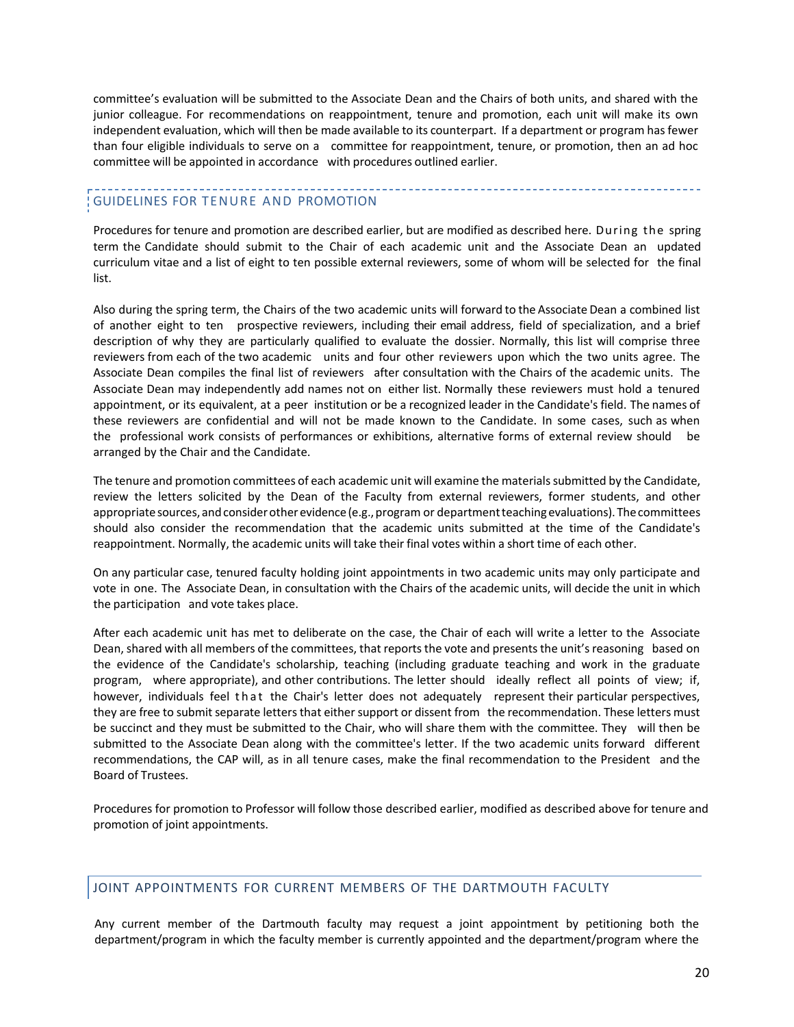committee's evaluation will be submitted to the Associate Dean and the Chairs of both units, and shared with the junior colleague. For recommendations on reappointment, tenure and promotion, each unit will make its own independent evaluation, which will then be made available to its counterpart. If a department or program has fewer than four eligible individuals to serve on a committee for reappointment, tenure, or promotion, then an ad hoc committee will be appointed in accordance with procedures outlined earlier.

## GUIDELINES FOR TENURE AND PROMOTION

Procedures for tenure and promotion are described earlier, but are modified as described here. During the spring term the Candidate should submit to the Chair of each academic unit and the Associate Dean an updated curriculum vitae and a list of eight to ten possible external reviewers, some of whom will be selected for the final list.

Also during the spring term, the Chairs of the two academic units will forward to the Associate Dean a combined list of another eight to ten prospective reviewers, including their email address, field of specialization, and a brief description of why they are particularly qualified to evaluate the dossier. Normally, this list will comprise three reviewers from each of the two academic units and four other reviewers upon which the two units agree. The Associate Dean compiles the final list of reviewers after consultation with the Chairs of the academic units. The Associate Dean may independently add names not on either list. Normally these reviewers must hold a tenured appointment, or its equivalent, at a peer institution or be a recognized leader in the Candidate's field. The names of these reviewers are confidential and will not be made known to the Candidate. In some cases, such as when the professional work consists of performances or exhibitions, alternative forms of external review should be arranged by the Chair and the Candidate.

The tenure and promotion committees of each academic unit will examine the materials submitted by the Candidate, review the letters solicited by the Dean of the Faculty from external reviewers, former students, and other appropriate sources, and consider other evidence (e.g., program or department teaching evaluations). The committees should also consider the recommendation that the academic units submitted at the time of the Candidate's reappointment. Normally, the academic units will take their final votes within a short time of each other.

On any particular case, tenured faculty holding joint appointments in two academic units may only participate and vote in one. The Associate Dean, in consultation with the Chairs of the academic units, will decide the unit in which the participation and vote takes place.

After each academic unit has met to deliberate on the case, the Chair of each will write a letter to the Associate Dean, shared with all members of the committees, that reports the vote and presents the unit's reasoning based on the evidence of the Candidate's scholarship, teaching (including graduate teaching and work in the graduate program, where appropriate), and other contributions. The letter should ideally reflect all points of view; if, however, individuals feel that the Chair's letter does not adequately represent their particular perspectives, they are free to submit separate letters that either support or dissent from the recommendation. These letters must be succinct and they must be submitted to the Chair, who will share them with the committee. They will then be submitted to the Associate Dean along with the committee's letter. If the two academic units forward different recommendations, the CAP will, as in all tenure cases, make the final recommendation to the President and the Board of Trustees.

Procedures for promotion to Professor will follow those described earlier, modified as described above for tenure and promotion of joint appointments.

## JOINT APPOINTMENTS FOR CURRENT MEMBERS OF THE DARTMOUTH FACULTY

Any current member of the Dartmouth faculty may request a joint appointment by petitioning both the department/program in which the faculty member is currently appointed and the department/program where the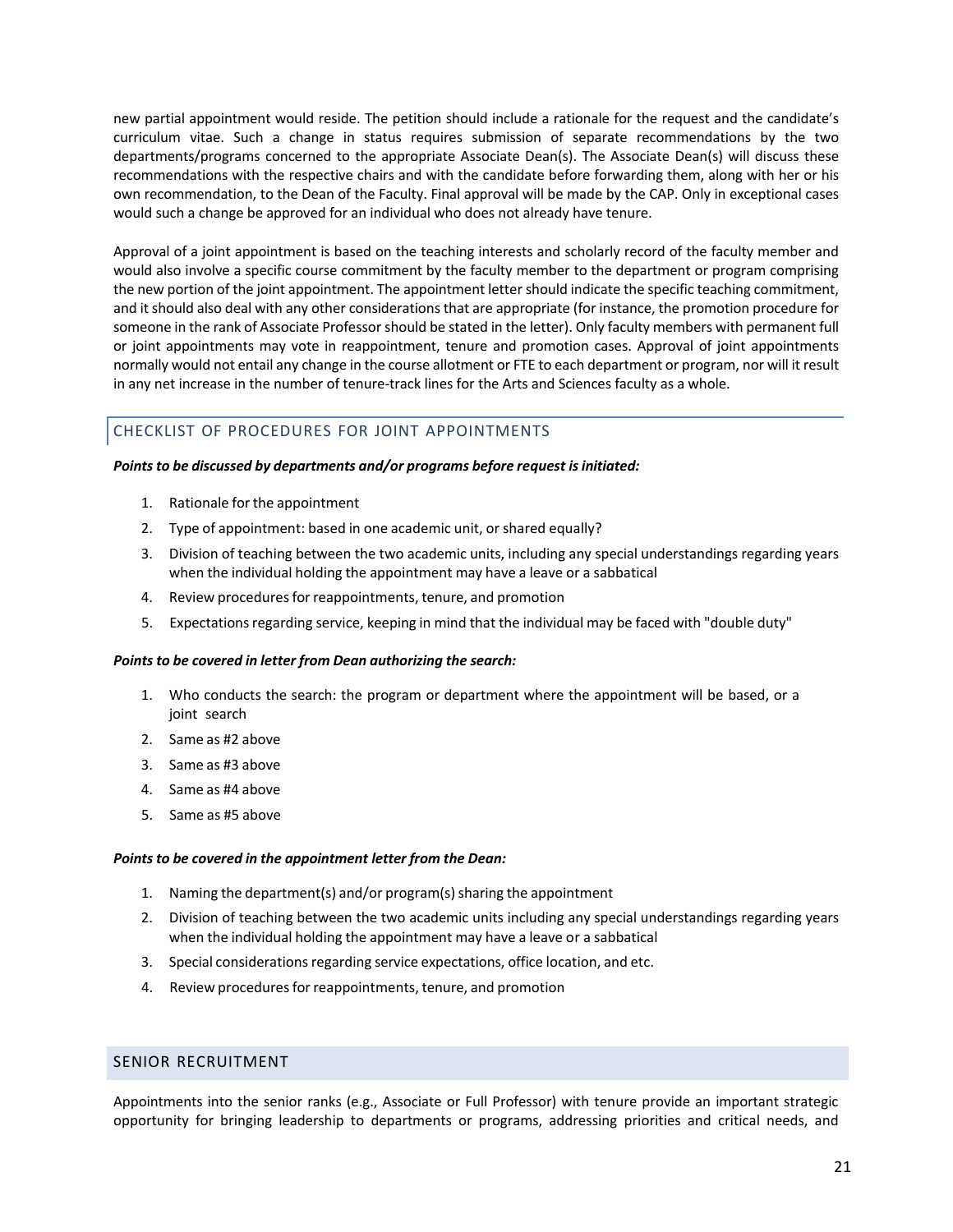new partial appointment would reside. The petition should include a rationale for the request and the candidate's curriculum vitae. Such a change in status requires submission of separate recommendations by the two departments/programs concerned to the appropriate Associate Dean(s). The Associate Dean(s) will discuss these recommendations with the respective chairs and with the candidate before forwarding them, along with her or his own recommendation, to the Dean of the Faculty. Final approval will be made by the CAP. Only in exceptional cases would such a change be approved for an individual who does not already have tenure.

Approval of a joint appointment is based on the teaching interests and scholarly record of the faculty member and would also involve a specific course commitment by the faculty member to the department or program comprising the new portion of the joint appointment. The appointment letter should indicate the specific teaching commitment, and it should also deal with any other considerations that are appropriate (for instance, the promotion procedure for someone in the rank of Associate Professor should be stated in the letter). Only faculty members with permanent full or joint appointments may vote in reappointment, tenure and promotion cases. Approval of joint appointments normally would not entail any change in the course allotment or FTE to each department or program, nor will it result in any net increase in the number of tenure-track lines for the Arts and Sciences faculty as a whole.

### CHECKLIST OF PROCEDURES FOR JOINT APPOINTMENTS

***Points to be discussed by departments and/or programs before request is initiated:***

1. Rationale for the appointment
2. Type of appointment: based in one academic unit, or shared equally?
3. Division of teaching between the two academic units, including any special understandings regarding years when the individual holding the appointment may have a leave or a sabbatical
4. Review procedures for reappointments, tenure, and promotion
5. Expectations regarding service, keeping in mind that the individual may be faced with "double duty"

***Points to be covered in letter from Dean authorizing the search:***

1. Who conducts the search: the program or department where the appointment will be based, or a joint search
2. Same as #2 above
3. Same as #3 above
4. Same as #4 above
5. Same as #5 above

***Points to be covered in the appointment letter from the Dean:***

1. Naming the department(s) and/or program(s) sharing the appointment
2. Division of teaching between the two academic units including any special understandings regarding years when the individual holding the appointment may have a leave or a sabbatical
3. Special considerations regarding service expectations, office location, and etc.
4. Review procedures for reappointments, tenure, and promotion

## SENIOR RECRUITMENT

Appointments into the senior ranks (e.g., Associate or Full Professor) with tenure provide an important strategic opportunity for bringing leadership to departments or programs, addressing priorities and critical needs, and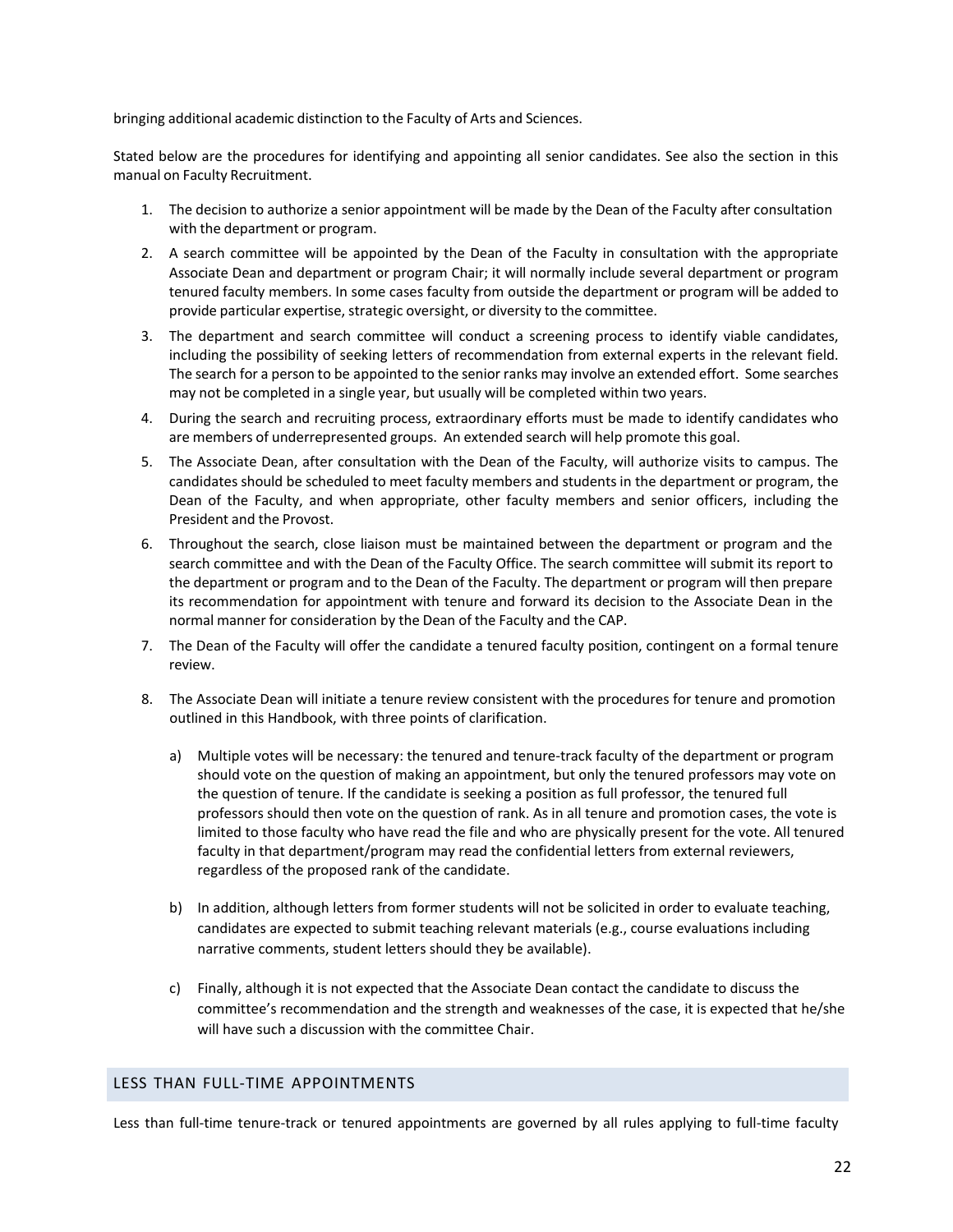bringing additional academic distinction to the Faculty of Arts and Sciences.

Stated below are the procedures for identifying and appointing all senior candidates. See also the section in this manual on Faculty Recruitment.

1. The decision to authorize a senior appointment will be made by the Dean of the Faculty after consultation with the department or program.
2. A search committee will be appointed by the Dean of the Faculty in consultation with the appropriate Associate Dean and department or program Chair; it will normally include several department or program tenured faculty members. In some cases faculty from outside the department or program will be added to provide particular expertise, strategic oversight, or diversity to the committee.
3. The department and search committee will conduct a screening process to identify viable candidates, including the possibility of seeking letters of recommendation from external experts in the relevant field. The search for a person to be appointed to the senior ranks may involve an extended effort. Some searches may not be completed in a single year, but usually will be completed within two years.
4. During the search and recruiting process, extraordinary efforts must be made to identify candidates who are members of underrepresented groups. An extended search will help promote this goal.
5. The Associate Dean, after consultation with the Dean of the Faculty, will authorize visits to campus. The candidates should be scheduled to meet faculty members and students in the department or program, the Dean of the Faculty, and when appropriate, other faculty members and senior officers, including the President and the Provost.
6. Throughout the search, close liaison must be maintained between the department or program and the search committee and with the Dean of the Faculty Office. The search committee will submit its report to the department or program and to the Dean of the Faculty. The department or program will then prepare its recommendation for appointment with tenure and forward its decision to the Associate Dean in the normal manner for consideration by the Dean of the Faculty and the CAP.
7. The Dean of the Faculty will offer the candidate a tenured faculty position, contingent on a formal tenure review.
8. The Associate Dean will initiate a tenure review consistent with the procedures for tenure and promotion outlined in this Handbook, with three points of clarification.

   a) Multiple votes will be necessary: the tenured and tenure-track faculty of the department or program should vote on the question of making an appointment, but only the tenured professors may vote on the question of tenure. If the candidate is seeking a position as full professor, the tenured full professors should then vote on the question of rank. As in all tenure and promotion cases, the vote is limited to those faculty who have read the file and who are physically present for the vote. All tenured faculty in that department/program may read the confidential letters from external reviewers, regardless of the proposed rank of the candidate.

   b) In addition, although letters from former students will not be solicited in order to evaluate teaching, candidates are expected to submit teaching relevant materials (e.g., course evaluations including narrative comments, student letters should they be available).

   c) Finally, although it is not expected that the Associate Dean contact the candidate to discuss the committee's recommendation and the strength and weaknesses of the case, it is expected that he/she will have such a discussion with the committee Chair.

## LESS THAN FULL-TIME APPOINTMENTS

Less than full-time tenure-track or tenured appointments are governed by all rules applying to full-time faculty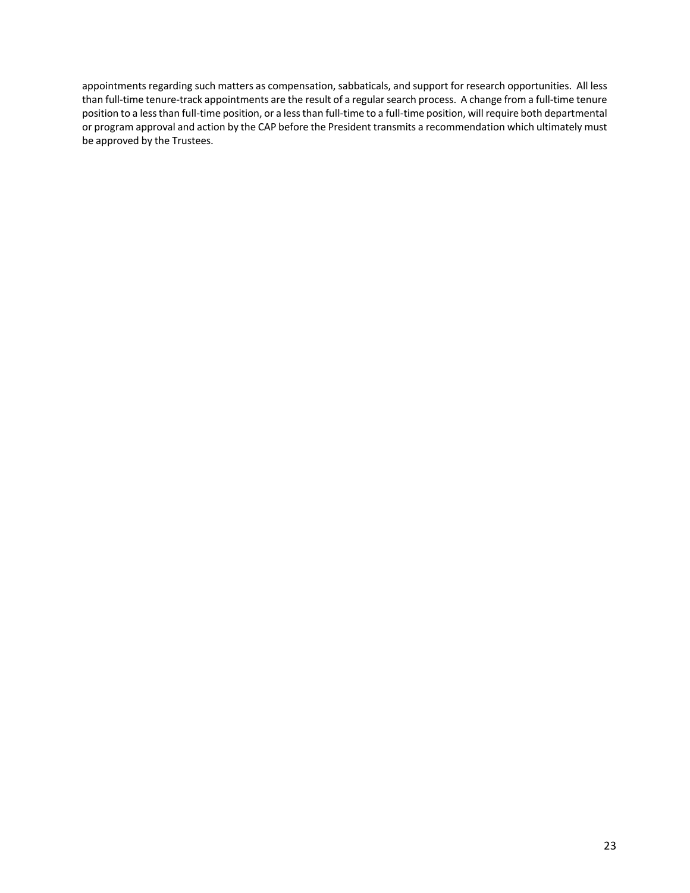appointments regarding such matters as compensation, sabbaticals, and support for research opportunities. All less than full-time tenure-track appointments are the result of a regular search process. A change from a full-time tenure position to a less than full-time position, or a less than full-time to a full-time position, will require both departmental or program approval and action by the CAP before the President transmits a recommendation which ultimately must be approved by the Trustees.